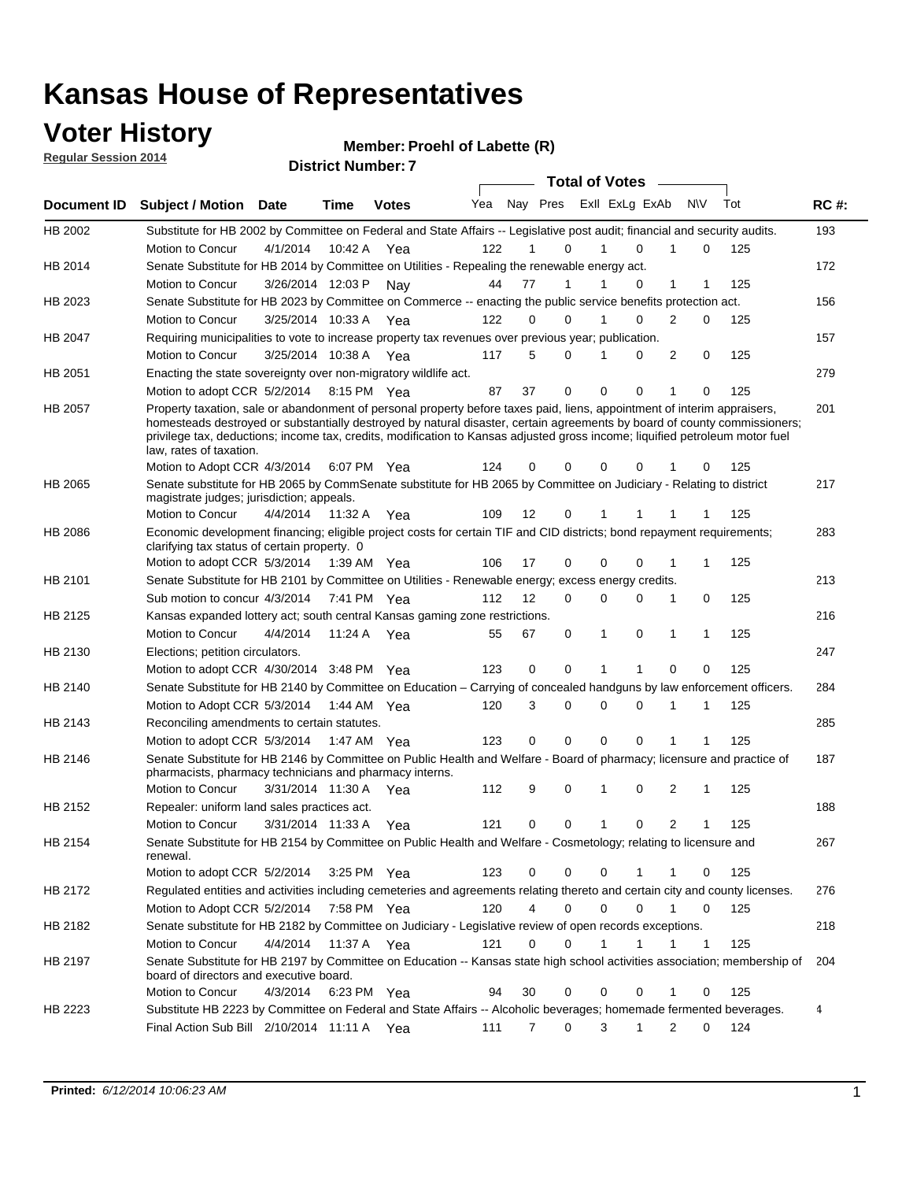# Kansas House of Representatives

## Voter History

**Regular Session 2014**

**Member: Proehl of Labette (R)**

**District Number: 7**

| Document ID | Subject / Motion | Date | Time | Votes | Yea | Nay | Pres | ExII | ExLg | ExAb | N\V | Tot | RC #: |
|---|---|---|---|---|---|---|---|---|---|---|---|---|---|
| HB 2002 | Substitute for HB 2002 by Committee on Federal and State Affairs -- Legislative post audit; financial and security audits. | | | | | | | | | | | | 193 |
| | Motion to Concur | 4/1/2014 | 10:42 A | Yea | 122 | 1 | 0 | 1 | 0 | 1 | 0 | 125 | |
| HB 2014 | Senate Substitute for HB 2014 by Committee on Utilities - Repealing the renewable energy act. | | | | | | | | | | | | 172 |
| | Motion to Concur | 3/26/2014 | 12:03 P | Nay | 44 | 77 | 1 | 1 | 0 | 1 | 1 | 125 | |
| HB 2023 | Senate Substitute for HB 2023 by Committee on Commerce -- enacting the public service benefits protection act. | | | | | | | | | | | | 156 |
| | Motion to Concur | 3/25/2014 | 10:33 A | Yea | 122 | 0 | 0 | 1 | 0 | 2 | 0 | 125 | |
| HB 2047 | Requiring municipalities to vote to increase property tax revenues over previous year; publication. | | | | | | | | | | | | 157 |
| | Motion to Concur | 3/25/2014 | 10:38 A | Yea | 117 | 5 | 0 | 1 | 0 | 2 | 0 | 125 | |
| HB 2051 | Enacting the state sovereignty over non-migratory wildlife act. | | | | | | | | | | | | 279 |
| | Motion to adopt CCR | 5/2/2014 | 8:15 PM | Yea | 87 | 37 | 0 | 0 | 0 | 1 | 0 | 125 | |
| HB 2057 | Property taxation, sale or abandonment of personal property before taxes paid, liens, appointment of interim appraisers, homesteads destroyed or substantially destroyed by natural disaster, certain agreements by board of county commissioners; privilege tax, deductions; income tax, credits, modification to Kansas adjusted gross income; liquified petroleum motor fuel law, rates of taxation. | | | | | | | | | | | | 201 |
| | Motion to Adopt CCR | 4/3/2014 | 6:07 PM | Yea | 124 | 0 | 0 | 0 | 0 | 1 | 0 | 125 | |
| HB 2065 | Senate substitute for HB 2065 by CommSenate substitute for HB 2065 by Committee on Judiciary - Relating to district magistrate judges; jurisdiction; appeals. | | | | | | | | | | | | 217 |
| | Motion to Concur | 4/4/2014 | 11:32 A | Yea | 109 | 12 | 0 | 1 | 1 | 1 | 1 | 125 | |
| HB 2086 | Economic development financing; eligible project costs for certain TIF and CID districts; bond repayment requirements; clarifying tax status of certain property. 0 | | | | | | | | | | | | 283 |
| | Motion to adopt CCR | 5/3/2014 | 1:39 AM | Yea | 106 | 17 | 0 | 0 | 0 | 1 | 1 | 125 | |
| HB 2101 | Senate Substitute for HB 2101 by Committee on Utilities - Renewable energy; excess energy credits. | | | | | | | | | | | | 213 |
| | Sub motion to concur | 4/3/2014 | 7:41 PM | Yea | 112 | 12 | 0 | 0 | 0 | 1 | 0 | 125 | |
| HB 2125 | Kansas expanded lottery act; south central Kansas gaming zone restrictions. | | | | | | | | | | | | 216 |
| | Motion to Concur | 4/4/2014 | 11:24 A | Yea | 55 | 67 | 0 | 1 | 0 | 1 | 1 | 125 | |
| HB 2130 | Elections; petition circulators. | | | | | | | | | | | | 247 |
| | Motion to adopt CCR | 4/30/2014 | 3:48 PM | Yea | 123 | 0 | 0 | 1 | 1 | 0 | 0 | 125 | |
| HB 2140 | Senate Substitute for HB 2140 by Committee on Education – Carrying of concealed handguns by law enforcement officers. | | | | | | | | | | | | 284 |
| | Motion to Adopt CCR | 5/3/2014 | 1:44 AM | Yea | 120 | 3 | 0 | 0 | 0 | 1 | 1 | 125 | |
| HB 2143 | Reconciling amendments to certain statutes. | | | | | | | | | | | | 285 |
| | Motion to adopt CCR | 5/3/2014 | 1:47 AM | Yea | 123 | 0 | 0 | 0 | 0 | 1 | 1 | 125 | |
| HB 2146 | Senate Substitute for HB 2146 by Committee on Public Health and Welfare - Board of pharmacy; licensure and practice of pharmacists, pharmacy technicians and pharmacy interns. | | | | | | | | | | | | 187 |
| | Motion to Concur | 3/31/2014 | 11:30 A | Yea | 112 | 9 | 0 | 1 | 0 | 2 | 1 | 125 | |
| HB 2152 | Repealer: uniform land sales practices act. | | | | | | | | | | | | 188 |
| | Motion to Concur | 3/31/2014 | 11:33 A | Yea | 121 | 0 | 0 | 1 | 0 | 2 | 1 | 125 | |
| HB 2154 | Senate Substitute for HB 2154 by Committee on Public Health and Welfare - Cosmetology; relating to licensure and renewal. | | | | | | | | | | | | 267 |
| | Motion to adopt CCR | 5/2/2014 | 3:25 PM | Yea | 123 | 0 | 0 | 0 | 1 | 1 | 0 | 125 | |
| HB 2172 | Regulated entities and activities including cemeteries and agreements relating thereto and certain city and county licenses. | | | | | | | | | | | | 276 |
| | Motion to Adopt CCR | 5/2/2014 | 7:58 PM | Yea | 120 | 4 | 0 | 0 | 0 | 1 | 0 | 125 | |
| HB 2182 | Senate substitute for HB 2182 by Committee on Judiciary - Legislative review of open records exceptions. | | | | | | | | | | | | 218 |
| | Motion to Concur | 4/4/2014 | 11:37 A | Yea | 121 | 0 | 0 | 1 | 1 | 1 | 1 | 125 | |
| HB 2197 | Senate Substitute for HB 2197 by Committee on Education -- Kansas state high school activities association; membership of board of directors and executive board. | | | | | | | | | | | | 204 |
| | Motion to Concur | 4/3/2014 | 6:23 PM | Yea | 94 | 30 | 0 | 0 | 0 | 1 | 0 | 125 | |
| HB 2223 | Substitute HB 2223 by Committee on Federal and State Affairs -- Alcoholic beverages; homemade fermented beverages. | | | | | | | | | | | | 4 |
| | Final Action Sub Bill | 2/10/2014 | 11:11 A | Yea | 111 | 7 | 0 | 3 | 1 | 2 | 0 | 124 | |

**Printed:** *6/12/2014 10:06:23 AM*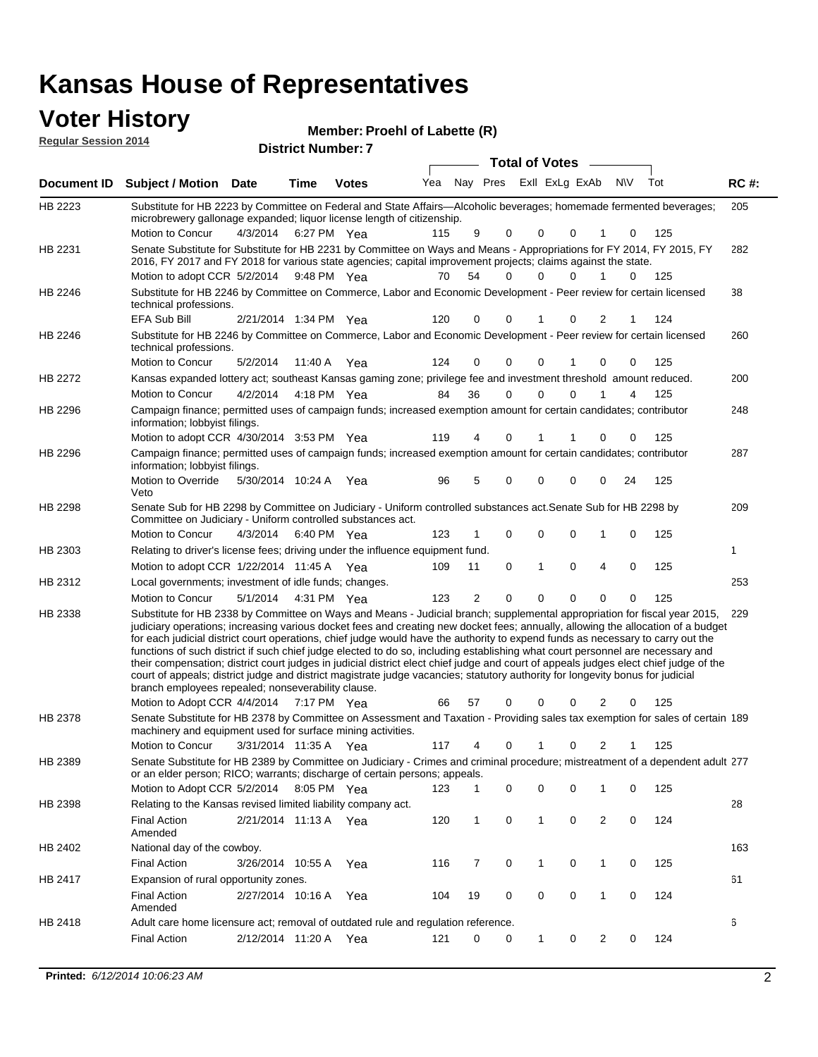# Kansas House of Representatives

## Voter History

**Regular Session 2014**

**Member: Proehl of Labette (R)**

**District Number: 7**

| Document ID | Subject / Motion | Date | Time | Votes | Yea | Nay | Pres | ExII | ExLg | ExAb | N\V | Tot | RC #: |
|---|---|---|---|---|---|---|---|---|---|---|---|---|---|
| HB 2223 | Substitute for HB 2223 by Committee on Federal and State Affairs—Alcoholic beverages; homemade fermented beverages; microbrewery gallonage expanded; liquor license length of citizenship. | | | | | | | | | | | | 205 |
| | Motion to Concur | 4/3/2014 | 6:27 PM | Yea | 115 | 9 | 0 | 0 | 0 | 1 | 0 | 125 | |
| HB 2231 | Senate Substitute for Substitute for HB 2231 by Committee on Ways and Means - Appropriations for FY 2014, FY 2015, FY 2016, FY 2017 and FY 2018 for various state agencies; capital improvement projects; claims against the state. | | | | | | | | | | | | 282 |
| | Motion to adopt CCR | 5/2/2014 | 9:48 PM | Yea | 70 | 54 | 0 | 0 | 0 | 1 | 0 | 125 | |
| HB 2246 | Substitute for HB 2246 by Committee on Commerce, Labor and Economic Development - Peer review for certain licensed technical professions. | | | | | | | | | | | | 38 |
| | EFA Sub Bill | 2/21/2014 | 1:34 PM | Yea | 120 | 0 | 0 | 1 | 0 | 2 | 1 | 124 | |
| HB 2246 | Substitute for HB 2246 by Committee on Commerce, Labor and Economic Development - Peer review for certain licensed technical professions. | | | | | | | | | | | | 260 |
| | Motion to Concur | 5/2/2014 | 11:40 A | Yea | 124 | 0 | 0 | 0 | 1 | 0 | 0 | 125 | |
| HB 2272 | Kansas expanded lottery act; southeast Kansas gaming zone; privilege fee and investment threshold amount reduced. | | | | | | | | | | | | 200 |
| | Motion to Concur | 4/2/2014 | 4:18 PM | Yea | 84 | 36 | 0 | 0 | 0 | 1 | 4 | 125 | |
| HB 2296 | Campaign finance; permitted uses of campaign funds; increased exemption amount for certain candidates; contributor information; lobbyist filings. | | | | | | | | | | | | 248 |
| | Motion to adopt CCR | 4/30/2014 | 3:53 PM | Yea | 119 | 4 | 0 | 1 | 1 | 0 | 0 | 125 | |
| HB 2296 | Campaign finance; permitted uses of campaign funds; increased exemption amount for certain candidates; contributor information; lobbyist filings. | | | | | | | | | | | | 287 |
| | Motion to Override Veto | 5/30/2014 | 10:24 A | Yea | 96 | 5 | 0 | 0 | 0 | 0 | 24 | 125 | |
| HB 2298 | Senate Sub for HB 2298 by Committee on Judiciary - Uniform controlled substances act.Senate Sub for HB 2298 by Committee on Judiciary - Uniform controlled substances act. | | | | | | | | | | | | 209 |
| | Motion to Concur | 4/3/2014 | 6:40 PM | Yea | 123 | 1 | 0 | 0 | 0 | 1 | 0 | 125 | |
| HB 2303 | Relating to driver's license fees; driving under the influence equipment fund. | | | | | | | | | | | | 1 |
| | Motion to adopt CCR | 1/22/2014 | 11:45 A | Yea | 109 | 11 | 0 | 1 | 0 | 4 | 0 | 125 | |
| HB 2312 | Local governments; investment of idle funds; changes. | | | | | | | | | | | | 253 |
| | Motion to Concur | 5/1/2014 | 4:31 PM | Yea | 123 | 2 | 0 | 0 | 0 | 0 | 0 | 125 | |
| HB 2338 | Substitute for HB 2338 by Committee on Ways and Means - Judicial branch; supplemental appropriation for fiscal year 2015, judiciary operations; increasing various docket fees and creating new docket fees; annually, allowing the allocation of a budget for each judicial district court operations, chief judge would have the authority to expend funds as necessary to carry out the functions of such district if such chief judge elected to do so, including establishing what court personnel are necessary and their compensation; district court judges in judicial district elect chief judge and court of appeals judges elect chief judge of the court of appeals; district judge and district magistrate judge vacancies; statutory authority for longevity bonus for judicial branch employees repealed; nonseverability clause. | | | | | | | | | | | | 229 |
| | Motion to Adopt CCR | 4/4/2014 | 7:17 PM | Yea | 66 | 57 | 0 | 0 | 0 | 2 | 0 | 125 | |
| HB 2378 | Senate Substitute for HB 2378 by Committee on Assessment and Taxation - Providing sales tax exemption for sales of certain machinery and equipment used for surface mining activities. | | | | | | | | | | | | 189 |
| | Motion to Concur | 3/31/2014 | 11:35 A | Yea | 117 | 4 | 0 | 1 | 0 | 2 | 1 | 125 | |
| HB 2389 | Senate Substitute for HB 2389 by Committee on Judiciary - Crimes and criminal procedure; mistreatment of a dependent adult or an elder person; RICO; warrants; discharge of certain persons; appeals. | | | | | | | | | | | | 277 |
| | Motion to Adopt CCR | 5/2/2014 | 8:05 PM | Yea | 123 | 1 | 0 | 0 | 0 | 1 | 0 | 125 | |
| HB 2398 | Relating to the Kansas revised limited liability company act. | | | | | | | | | | | | 28 |
| | Final Action Amended | 2/21/2014 | 11:13 A | Yea | 120 | 1 | 0 | 1 | 0 | 2 | 0 | 124 | |
| HB 2402 | National day of the cowboy. | | | | | | | | | | | | 163 |
| | Final Action | 3/26/2014 | 10:55 A | Yea | 116 | 7 | 0 | 1 | 0 | 1 | 0 | 125 | |
| HB 2417 | Expansion of rural opportunity zones. | | | | | | | | | | | | 61 |
| | Final Action Amended | 2/27/2014 | 10:16 A | Yea | 104 | 19 | 0 | 0 | 0 | 1 | 0 | 124 | |
| HB 2418 | Adult care home licensure act; removal of outdated rule and regulation reference. | | | | | | | | | | | | 6 |
| | Final Action | 2/12/2014 | 11:20 A | Yea | 121 | 0 | 0 | 1 | 0 | 2 | 0 | 124 | |

**Printed:** *6/12/2014 10:06:23 AM*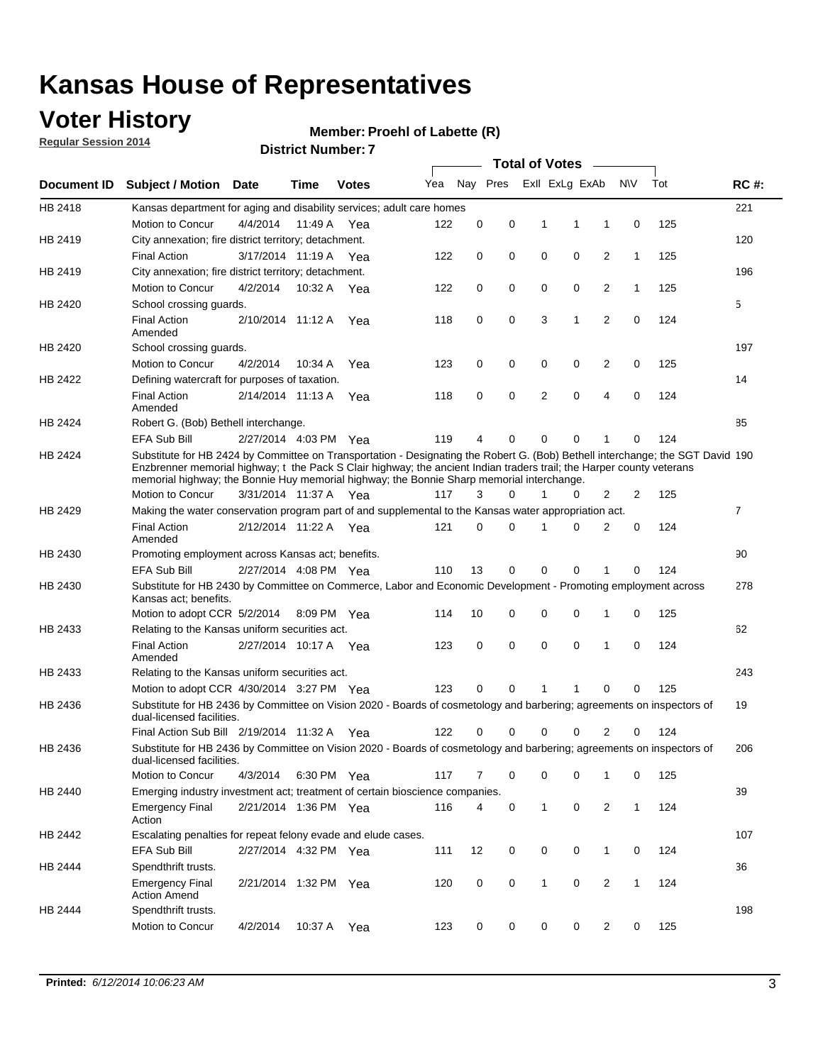# Kansas House of Representatives

## Voter History

**Regular Session 2014**

**Member: Proehl of Labette (R)**

**District Number: 7**

| Document ID | Subject / Motion | Date | Time | Votes | Yea | Nay | Pres | ExII | ExLg | ExAb | N\V | Tot | RC #: |
|---|---|---|---|---|---|---|---|---|---|---|---|---|---|
| HB 2418 | Kansas department for aging and disability services; adult care homes | | | | | | | | | | | | 221 |
| | Motion to Concur | 4/4/2014 | 11:49 A | Yea | 122 | 0 | 0 | 1 | 1 | 1 | 0 | 125 | |
| HB 2419 | City annexation; fire district territory; detachment. | | | | | | | | | | | | 120 |
| | Final Action | 3/17/2014 | 11:19 A | Yea | 122 | 0 | 0 | 0 | 0 | 2 | 1 | 125 | |
| HB 2419 | City annexation; fire district territory; detachment. | | | | | | | | | | | | 196 |
| | Motion to Concur | 4/2/2014 | 10:32 A | Yea | 122 | 0 | 0 | 0 | 0 | 2 | 1 | 125 | |
| HB 2420 | School crossing guards. | | | | | | | | | | | | 5 |
| | Final Action Amended | 2/10/2014 | 11:12 A | Yea | 118 | 0 | 0 | 3 | 1 | 2 | 0 | 124 | |
| HB 2420 | School crossing guards. | | | | | | | | | | | | 197 |
| | Motion to Concur | 4/2/2014 | 10:34 A | Yea | 123 | 0 | 0 | 0 | 0 | 2 | 0 | 125 | |
| HB 2422 | Defining watercraft for purposes of taxation. | | | | | | | | | | | | 14 |
| | Final Action Amended | 2/14/2014 | 11:13 A | Yea | 118 | 0 | 0 | 2 | 0 | 4 | 0 | 124 | |
| HB 2424 | Robert G. (Bob) Bethell interchange. | | | | | | | | | | | | 85 |
| | EFA Sub Bill | 2/27/2014 | 4:03 PM | Yea | 119 | 4 | 0 | 0 | 0 | 1 | 0 | 124 | |
| HB 2424 | Substitute for HB 2424 by Committee on Transportation - Designating the Robert G. (Bob) Bethell interchange; the SGT David Enzbrenner memorial highway; t the Pack S Clair highway; the ancient Indian traders trail; the Harper county veterans memorial highway; the Bonnie Huy memorial highway; the Bonnie Sharp memorial interchange. | | | | | | | | | | | | 190 |
| | Motion to Concur | 3/31/2014 | 11:37 A | Yea | 117 | 3 | 0 | 1 | 0 | 2 | 2 | 125 | |
| HB 2429 | Making the water conservation program part of and supplemental to the Kansas water appropriation act. | | | | | | | | | | | | 7 |
| | Final Action Amended | 2/12/2014 | 11:22 A | Yea | 121 | 0 | 0 | 1 | 0 | 2 | 0 | 124 | |
| HB 2430 | Promoting employment across Kansas act; benefits. | | | | | | | | | | | | 90 |
| | EFA Sub Bill | 2/27/2014 | 4:08 PM | Yea | 110 | 13 | 0 | 0 | 0 | 1 | 0 | 124 | |
| HB 2430 | Substitute for HB 2430 by Committee on Commerce, Labor and Economic Development - Promoting employment across Kansas act; benefits. | | | | | | | | | | | | 278 |
| | Motion to adopt CCR | 5/2/2014 | 8:09 PM | Yea | 114 | 10 | 0 | 0 | 0 | 1 | 0 | 125 | |
| HB 2433 | Relating to the Kansas uniform securities act. | | | | | | | | | | | | 62 |
| | Final Action Amended | 2/27/2014 | 10:17 A | Yea | 123 | 0 | 0 | 0 | 0 | 1 | 0 | 124 | |
| HB 2433 | Relating to the Kansas uniform securities act. | | | | | | | | | | | | 243 |
| | Motion to adopt CCR | 4/30/2014 | 3:27 PM | Yea | 123 | 0 | 0 | 1 | 1 | 0 | 0 | 125 | |
| HB 2436 | Substitute for HB 2436 by Committee on Vision 2020 - Boards of cosmetology and barbering; agreements on inspectors of dual-licensed facilities. | | | | | | | | | | | | 19 |
| | Final Action Sub Bill | 2/19/2014 | 11:32 A | Yea | 122 | 0 | 0 | 0 | 0 | 2 | 0 | 124 | |
| HB 2436 | Substitute for HB 2436 by Committee on Vision 2020 - Boards of cosmetology and barbering; agreements on inspectors of dual-licensed facilities. | | | | | | | | | | | | 206 |
| | Motion to Concur | 4/3/2014 | 6:30 PM | Yea | 117 | 7 | 0 | 0 | 0 | 1 | 0 | 125 | |
| HB 2440 | Emerging industry investment act; treatment of certain bioscience companies. | | | | | | | | | | | | 39 |
| | Emergency Final Action | 2/21/2014 | 1:36 PM | Yea | 116 | 4 | 0 | 1 | 0 | 2 | 1 | 124 | |
| HB 2442 | Escalating penalties for repeat felony evade and elude cases. | | | | | | | | | | | | 107 |
| | EFA Sub Bill | 2/27/2014 | 4:32 PM | Yea | 111 | 12 | 0 | 0 | 0 | 1 | 0 | 124 | |
| HB 2444 | Spendthrift trusts. | | | | | | | | | | | | 36 |
| | Emergency Final Action Amend | 2/21/2014 | 1:32 PM | Yea | 120 | 0 | 0 | 1 | 0 | 2 | 1 | 124 | |
| HB 2444 | Spendthrift trusts. | | | | | | | | | | | | 198 |
| | Motion to Concur | 4/2/2014 | 10:37 A | Yea | 123 | 0 | 0 | 0 | 0 | 2 | 0 | 125 | |

**Printed:** *6/12/2014 10:06:23 AM*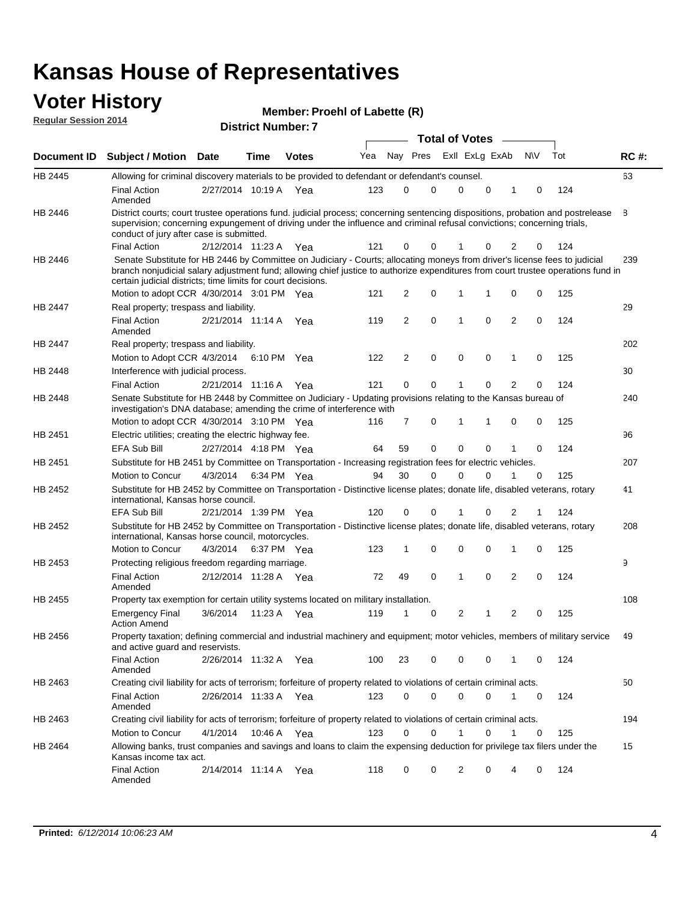# Kansas House of Representatives

## Voter History

**Regular Session 2014**

**Member: Proehl of Labette (R)**

**District Number: 7**

| Document ID | Subject / Motion | Date | Time | Votes | Yea | Nay | Pres | ExII | ExLg | ExAb | N\V | Tot | RC #: |
|---|---|---|---|---|---|---|---|---|---|---|---|---|---|
| HB 2445 | Allowing for criminal discovery materials to be provided to defendant or defendant's counsel. | | | | | | | | | | | | 63 |
| | Final Action Amended | 2/27/2014 | 10:19 A | Yea | 123 | 0 | 0 | 0 | 0 | 1 | 0 | 124 | |
| HB 2446 | District courts; court trustee operations fund. judicial process; concerning sentencing dispositions, probation and postrelease supervision; concerning expungement of driving under the influence and criminal refusal convictions; concerning trials, conduct of jury after case is submitted. | | | | | | | | | | | | 8 |
| | Final Action | 2/12/2014 | 11:23 A | Yea | 121 | 0 | 0 | 1 | 0 | 2 | 0 | 124 | |
| HB 2446 | Senate Substitute for HB 2446 by Committee on Judiciary - Courts; allocating moneys from driver's license fees to judicial branch nonjudicial salary adjustment fund; allowing chief justice to authorize expenditures from court trustee operations fund in certain judicial districts; time limits for court decisions. | | | | | | | | | | | | 239 |
| | Motion to adopt CCR | 4/30/2014 | 3:01 PM | Yea | 121 | 2 | 0 | 1 | 1 | 0 | 0 | 125 | |
| HB 2447 | Real property; trespass and liability. | | | | | | | | | | | | 29 |
| | Final Action Amended | 2/21/2014 | 11:14 A | Yea | 119 | 2 | 0 | 1 | 0 | 2 | 0 | 124 | |
| HB 2447 | Real property; trespass and liability. | | | | | | | | | | | | 202 |
| | Motion to Adopt CCR | 4/3/2014 | 6:10 PM | Yea | 122 | 2 | 0 | 0 | 0 | 1 | 0 | 125 | |
| HB 2448 | Interference with judicial process. | | | | | | | | | | | | 30 |
| | Final Action | 2/21/2014 | 11:16 A | Yea | 121 | 0 | 0 | 1 | 0 | 2 | 0 | 124 | |
| HB 2448 | Senate Substitute for HB 2448 by Committee on Judiciary - Updating provisions relating to the Kansas bureau of investigation's DNA database; amending the crime of interference with | | | | | | | | | | | | 240 |
| | Motion to adopt CCR | 4/30/2014 | 3:10 PM | Yea | 116 | 7 | 0 | 1 | 1 | 0 | 0 | 125 | |
| HB 2451 | Electric utilities; creating the electric highway fee. | | | | | | | | | | | | 96 |
| | EFA Sub Bill | 2/27/2014 | 4:18 PM | Yea | 64 | 59 | 0 | 0 | 0 | 1 | 0 | 124 | |
| HB 2451 | Substitute for HB 2451 by Committee on Transportation - Increasing registration fees for electric vehicles. | | | | | | | | | | | | 207 |
| | Motion to Concur | 4/3/2014 | 6:34 PM | Yea | 94 | 30 | 0 | 0 | 0 | 1 | 0 | 125 | |
| HB 2452 | Substitute for HB 2452 by Committee on Transportation - Distinctive license plates; donate life, disabled veterans, rotary international, Kansas horse council. | | | | | | | | | | | | 41 |
| | EFA Sub Bill | 2/21/2014 | 1:39 PM | Yea | 120 | 0 | 0 | 1 | 0 | 2 | 1 | 124 | |
| HB 2452 | Substitute for HB 2452 by Committee on Transportation - Distinctive license plates; donate life, disabled veterans, rotary international, Kansas horse council, motorcycles. | | | | | | | | | | | | 208 |
| | Motion to Concur | 4/3/2014 | 6:37 PM | Yea | 123 | 1 | 0 | 0 | 0 | 1 | 0 | 125 | |
| HB 2453 | Protecting religious freedom regarding marriage. | | | | | | | | | | | | 9 |
| | Final Action Amended | 2/12/2014 | 11:28 A | Yea | 72 | 49 | 0 | 1 | 0 | 2 | 0 | 124 | |
| HB 2455 | Property tax exemption for certain utility systems located on military installation. | | | | | | | | | | | | 108 |
| | Emergency Final Action Amend | 3/6/2014 | 11:23 A | Yea | 119 | 1 | 0 | 2 | 1 | 2 | 0 | 125 | |
| HB 2456 | Property taxation; defining commercial and industrial machinery and equipment; motor vehicles, members of military service and active guard and reservists. | | | | | | | | | | | | 49 |
| | Final Action Amended | 2/26/2014 | 11:32 A | Yea | 100 | 23 | 0 | 0 | 0 | 1 | 0 | 124 | |
| HB 2463 | Creating civil liability for acts of terrorism; forfeiture of property related to violations of certain criminal acts. | | | | | | | | | | | | 50 |
| | Final Action Amended | 2/26/2014 | 11:33 A | Yea | 123 | 0 | 0 | 0 | 0 | 1 | 0 | 124 | |
| HB 2463 | Creating civil liability for acts of terrorism; forfeiture of property related to violations of certain criminal acts. | | | | | | | | | | | | 194 |
| | Motion to Concur | 4/1/2014 | 10:46 A | Yea | 123 | 0 | 0 | 1 | 0 | 1 | 0 | 125 | |
| HB 2464 | Allowing banks, trust companies and savings and loans to claim the expensing deduction for privilege tax filers under the Kansas income tax act. | | | | | | | | | | | | 15 |
| | Final Action Amended | 2/14/2014 | 11:14 A | Yea | 118 | 0 | 0 | 2 | 0 | 4 | 0 | 124 | |

**Printed:** *6/12/2014 10:06:23 AM*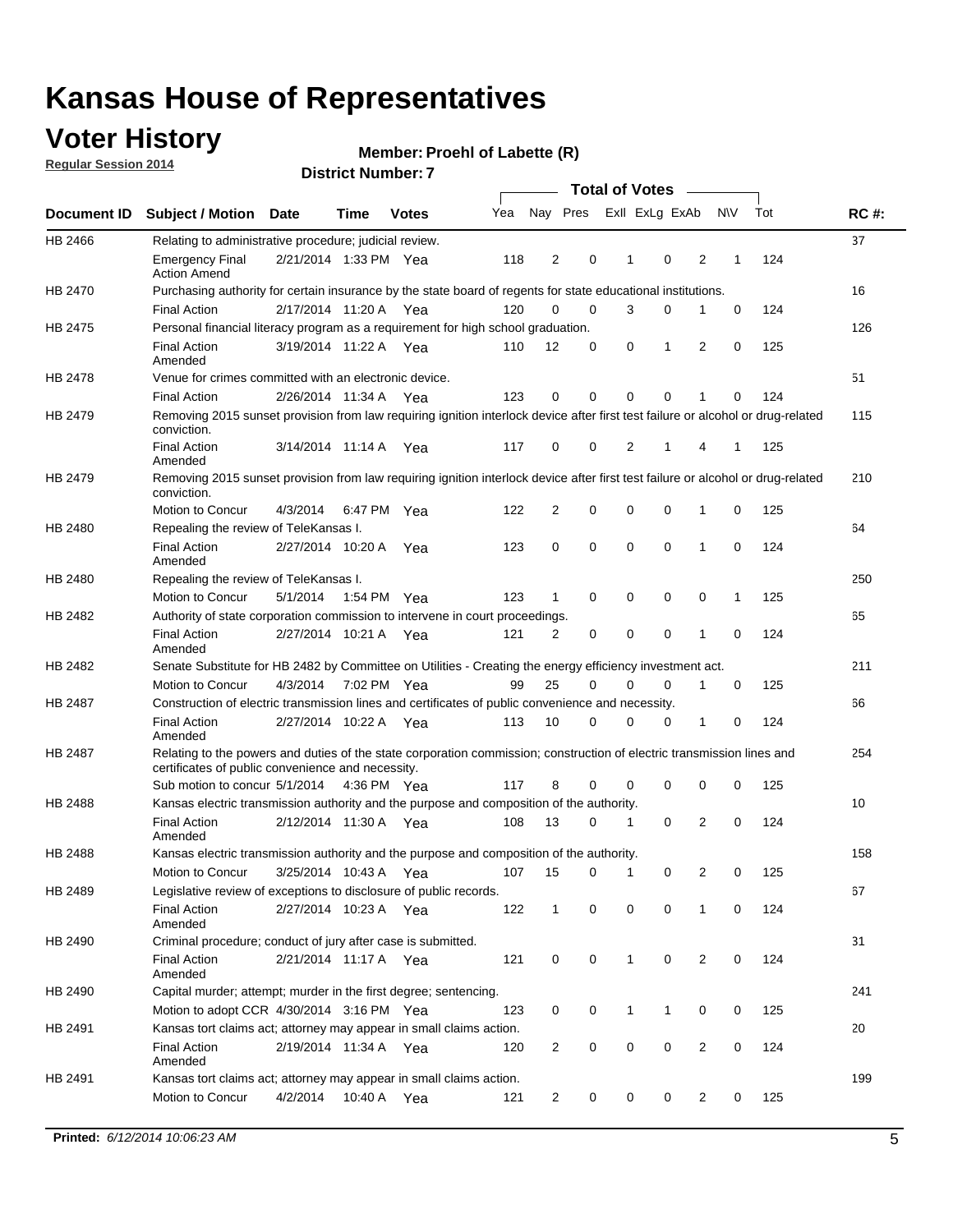# Kansas House of Representatives

## Voter History

**Regular Session 2014**

**Member: Proehl of Labette (R)**

**District Number: 7**

| Document ID | Subject / Motion | Date | Time | Votes | Yea | Nay | Pres | ExII | ExLg | ExAb | N\V | Tot | RC #: |
|---|---|---|---|---|---|---|---|---|---|---|---|---|---|
| HB 2466 | Relating to administrative procedure; judicial review. | | | | | | | | | | | | 37 |
| | Emergency Final Action Amend | 2/21/2014 | 1:33 PM | Yea | 118 | 2 | 0 | 1 | 0 | 2 | 1 | 124 | |
| HB 2470 | Purchasing authority for certain insurance by the state board of regents for state educational institutions. | | | | | | | | | | | | 16 |
| | Final Action | 2/17/2014 | 11:20 A | Yea | 120 | 0 | 0 | 3 | 0 | 1 | 0 | 124 | |
| HB 2475 | Personal financial literacy program as a requirement for high school graduation. | | | | | | | | | | | | 126 |
| | Final Action Amended | 3/19/2014 | 11:22 A | Yea | 110 | 12 | 0 | 0 | 1 | 2 | 0 | 125 | |
| HB 2478 | Venue for crimes committed with an electronic device. | | | | | | | | | | | | 51 |
| | Final Action | 2/26/2014 | 11:34 A | Yea | 123 | 0 | 0 | 0 | 0 | 1 | 0 | 124 | |
| HB 2479 | Removing 2015 sunset provision from law requiring ignition interlock device after first test failure or alcohol or drug-related conviction. | | | | | | | | | | | | 115 |
| | Final Action Amended | 3/14/2014 | 11:14 A | Yea | 117 | 0 | 0 | 2 | 1 | 4 | 1 | 125 | |
| HB 2479 | Removing 2015 sunset provision from law requiring ignition interlock device after first test failure or alcohol or drug-related conviction. | | | | | | | | | | | | 210 |
| | Motion to Concur | 4/3/2014 | 6:47 PM | Yea | 122 | 2 | 0 | 0 | 0 | 1 | 0 | 125 | |
| HB 2480 | Repealing the review of TeleKansas I. | | | | | | | | | | | | 64 |
| | Final Action Amended | 2/27/2014 | 10:20 A | Yea | 123 | 0 | 0 | 0 | 0 | 1 | 0 | 124 | |
| HB 2480 | Repealing the review of TeleKansas I. | | | | | | | | | | | | 250 |
| | Motion to Concur | 5/1/2014 | 1:54 PM | Yea | 123 | 1 | 0 | 0 | 0 | 0 | 1 | 125 | |
| HB 2482 | Authority of state corporation commission to intervene in court proceedings. | | | | | | | | | | | | 65 |
| | Final Action Amended | 2/27/2014 | 10:21 A | Yea | 121 | 2 | 0 | 0 | 0 | 1 | 0 | 124 | |
| HB 2482 | Senate Substitute for HB 2482 by Committee on Utilities - Creating the energy efficiency investment act. | | | | | | | | | | | | 211 |
| | Motion to Concur | 4/3/2014 | 7:02 PM | Yea | 99 | 25 | 0 | 0 | 0 | 1 | 0 | 125 | |
| HB 2487 | Construction of electric transmission lines and certificates of public convenience and necessity. | | | | | | | | | | | | 66 |
| | Final Action Amended | 2/27/2014 | 10:22 A | Yea | 113 | 10 | 0 | 0 | 0 | 1 | 0 | 124 | |
| HB 2487 | Relating to the powers and duties of the state corporation commission; construction of electric transmission lines and certificates of public convenience and necessity. | | | | | | | | | | | | 254 |
| | Sub motion to concur | 5/1/2014 | 4:36 PM | Yea | 117 | 8 | 0 | 0 | 0 | 0 | 0 | 125 | |
| HB 2488 | Kansas electric transmission authority and the purpose and composition of the authority. | | | | | | | | | | | | 10 |
| | Final Action Amended | 2/12/2014 | 11:30 A | Yea | 108 | 13 | 0 | 1 | 0 | 2 | 0 | 124 | |
| HB 2488 | Kansas electric transmission authority and the purpose and composition of the authority. | | | | | | | | | | | | 158 |
| | Motion to Concur | 3/25/2014 | 10:43 A | Yea | 107 | 15 | 0 | 1 | 0 | 2 | 0 | 125 | |
| HB 2489 | Legislative review of exceptions to disclosure of public records. | | | | | | | | | | | | 67 |
| | Final Action Amended | 2/27/2014 | 10:23 A | Yea | 122 | 1 | 0 | 0 | 0 | 1 | 0 | 124 | |
| HB 2490 | Criminal procedure; conduct of jury after case is submitted. | | | | | | | | | | | | 31 |
| | Final Action Amended | 2/21/2014 | 11:17 A | Yea | 121 | 0 | 0 | 1 | 0 | 2 | 0 | 124 | |
| HB 2490 | Capital murder; attempt; murder in the first degree; sentencing. | | | | | | | | | | | | 241 |
| | Motion to adopt CCR | 4/30/2014 | 3:16 PM | Yea | 123 | 0 | 0 | 1 | 1 | 0 | 0 | 125 | |
| HB 2491 | Kansas tort claims act; attorney may appear in small claims action. | | | | | | | | | | | | 20 |
| | Final Action Amended | 2/19/2014 | 11:34 A | Yea | 120 | 2 | 0 | 0 | 0 | 2 | 0 | 124 | |
| HB 2491 | Kansas tort claims act; attorney may appear in small claims action. | | | | | | | | | | | | 199 |
| | Motion to Concur | 4/2/2014 | 10:40 A | Yea | 121 | 2 | 0 | 0 | 0 | 2 | 0 | 125 | |

**Printed:** *6/12/2014 10:06:23 AM*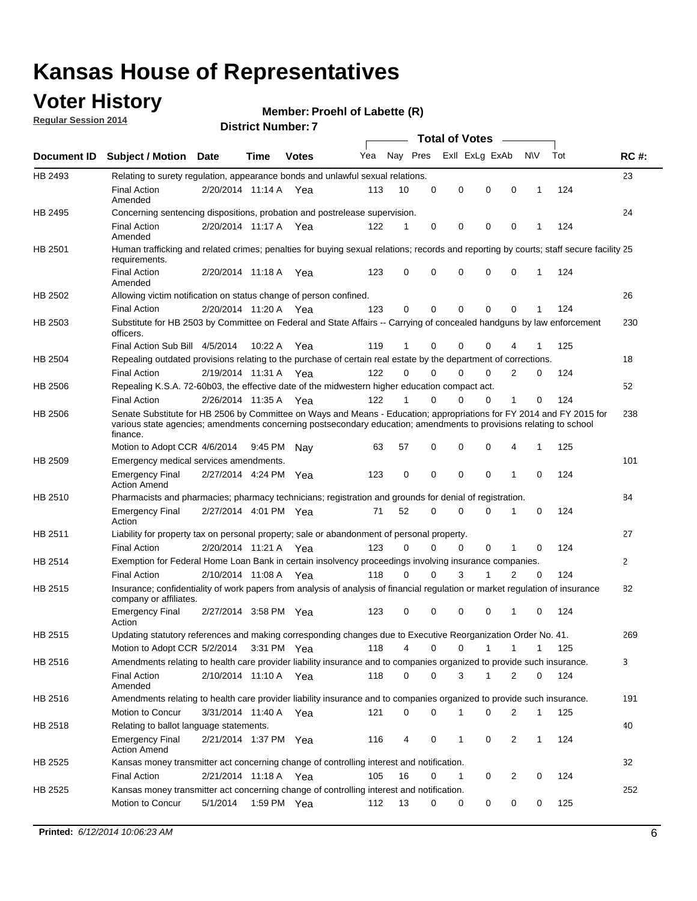# Kansas House of Representatives

## Voter History

**Regular Session 2014**

**Member: Proehl of Labette (R)**

**District Number: 7**

| Document ID | Subject / Motion | Date | Time | Votes | Yea | Nay | Pres | ExII | ExLg | ExAb | N\V | Tot | RC #: |
|---|---|---|---|---|---|---|---|---|---|---|---|---|---|
| HB 2493 | Relating to surety regulation, appearance bonds and unlawful sexual relations. | | | | | | | | | | | | 23 |
| | Final Action Amended | 2/20/2014 | 11:14 A | Yea | 113 | 10 | 0 | 0 | 0 | 0 | 1 | 124 | |
| HB 2495 | Concerning sentencing dispositions, probation and postrelease supervision. | | | | | | | | | | | | 24 |
| | Final Action Amended | 2/20/2014 | 11:17 A | Yea | 122 | 1 | 0 | 0 | 0 | 0 | 1 | 124 | |
| HB 2501 | Human trafficking and related crimes; penalties for buying sexual relations; records and reporting by courts; staff secure facility requirements. | | | | | | | | | | | | 25 |
| | Final Action Amended | 2/20/2014 | 11:18 A | Yea | 123 | 0 | 0 | 0 | 0 | 0 | 1 | 124 | |
| HB 2502 | Allowing victim notification on status change of person confined. | | | | | | | | | | | | 26 |
| | Final Action | 2/20/2014 | 11:20 A | Yea | 123 | 0 | 0 | 0 | 0 | 0 | 1 | 124 | |
| HB 2503 | Substitute for HB 2503 by Committee on Federal and State Affairs -- Carrying of concealed handguns by law enforcement officers. | | | | | | | | | | | | 230 |
| | Final Action Sub Bill | 4/5/2014 | 10:22 A | Yea | 119 | 1 | 0 | 0 | 0 | 4 | 1 | 125 | |
| HB 2504 | Repealing outdated provisions relating to the purchase of certain real estate by the department of corrections. | | | | | | | | | | | | 18 |
| | Final Action | 2/19/2014 | 11:31 A | Yea | 122 | 0 | 0 | 0 | 0 | 2 | 0 | 124 | |
| HB 2506 | Repealing K.S.A. 72-60b03, the effective date of the midwestern higher education compact act. | | | | | | | | | | | | 52 |
| | Final Action | 2/26/2014 | 11:35 A | Yea | 122 | 1 | 0 | 0 | 0 | 1 | 0 | 124 | |
| HB 2506 | Senate Substitute for HB 2506 by Committee on Ways and Means - Education; appropriations for FY 2014 and FY 2015 for various state agencies; amendments concerning postsecondary education; amendments to provisions relating to school finance. | | | | | | | | | | | | 238 |
| | Motion to Adopt CCR | 4/6/2014 | 9:45 PM | Nay | 63 | 57 | 0 | 0 | 0 | 4 | 1 | 125 | |
| HB 2509 | Emergency medical services amendments. | | | | | | | | | | | | 101 |
| | Emergency Final Action Amend | 2/27/2014 | 4:24 PM | Yea | 123 | 0 | 0 | 0 | 0 | 1 | 0 | 124 | |
| HB 2510 | Pharmacists and pharmacies; pharmacy technicians; registration and grounds for denial of registration. | | | | | | | | | | | | 84 |
| | Emergency Final Action | 2/27/2014 | 4:01 PM | Yea | 71 | 52 | 0 | 0 | 0 | 1 | 0 | 124 | |
| HB 2511 | Liability for property tax on personal property; sale or abandonment of personal property. | | | | | | | | | | | | 27 |
| | Final Action | 2/20/2014 | 11:21 A | Yea | 123 | 0 | 0 | 0 | 0 | 1 | 0 | 124 | |
| HB 2514 | Exemption for Federal Home Loan Bank in certain insolvency proceedings involving insurance companies. | | | | | | | | | | | | 2 |
| | Final Action | 2/10/2014 | 11:08 A | Yea | 118 | 0 | 0 | 3 | 1 | 2 | 0 | 124 | |
| HB 2515 | Insurance; confidentiality of work papers from analysis of analysis of financial regulation or market regulation of insurance company or affiliates. | | | | | | | | | | | | 82 |
| | Emergency Final Action | 2/27/2014 | 3:58 PM | Yea | 123 | 0 | 0 | 0 | 0 | 1 | 0 | 124 | |
| HB 2515 | Updating statutory references and making corresponding changes due to Executive Reorganization Order No. 41. | | | | | | | | | | | | 269 |
| | Motion to Adopt CCR | 5/2/2014 | 3:31 PM | Yea | 118 | 4 | 0 | 0 | 1 | 1 | 1 | 125 | |
| HB 2516 | Amendments relating to health care provider liability insurance and to companies organized to provide such insurance. | | | | | | | | | | | | 3 |
| | Final Action Amended | 2/10/2014 | 11:10 A | Yea | 118 | 0 | 0 | 3 | 1 | 2 | 0 | 124 | |
| HB 2516 | Amendments relating to health care provider liability insurance and to companies organized to provide such insurance. | | | | | | | | | | | | 191 |
| | Motion to Concur | 3/31/2014 | 11:40 A | Yea | 121 | 0 | 0 | 1 | 0 | 2 | 1 | 125 | |
| HB 2518 | Relating to ballot language statements. | | | | | | | | | | | | 40 |
| | Emergency Final Action Amend | 2/21/2014 | 1:37 PM | Yea | 116 | 4 | 0 | 1 | 0 | 2 | 1 | 124 | |
| HB 2525 | Kansas money transmitter act concerning change of controlling interest and notification. | | | | | | | | | | | | 32 |
| | Final Action | 2/21/2014 | 11:18 A | Yea | 105 | 16 | 0 | 1 | 0 | 2 | 0 | 124 | |
| HB 2525 | Kansas money transmitter act concerning change of controlling interest and notification. | | | | | | | | | | | | 252 |
| | Motion to Concur | 5/1/2014 | 1:59 PM | Yea | 112 | 13 | 0 | 0 | 0 | 0 | 0 | 125 | |

**Printed:** *6/12/2014 10:06:23 AM*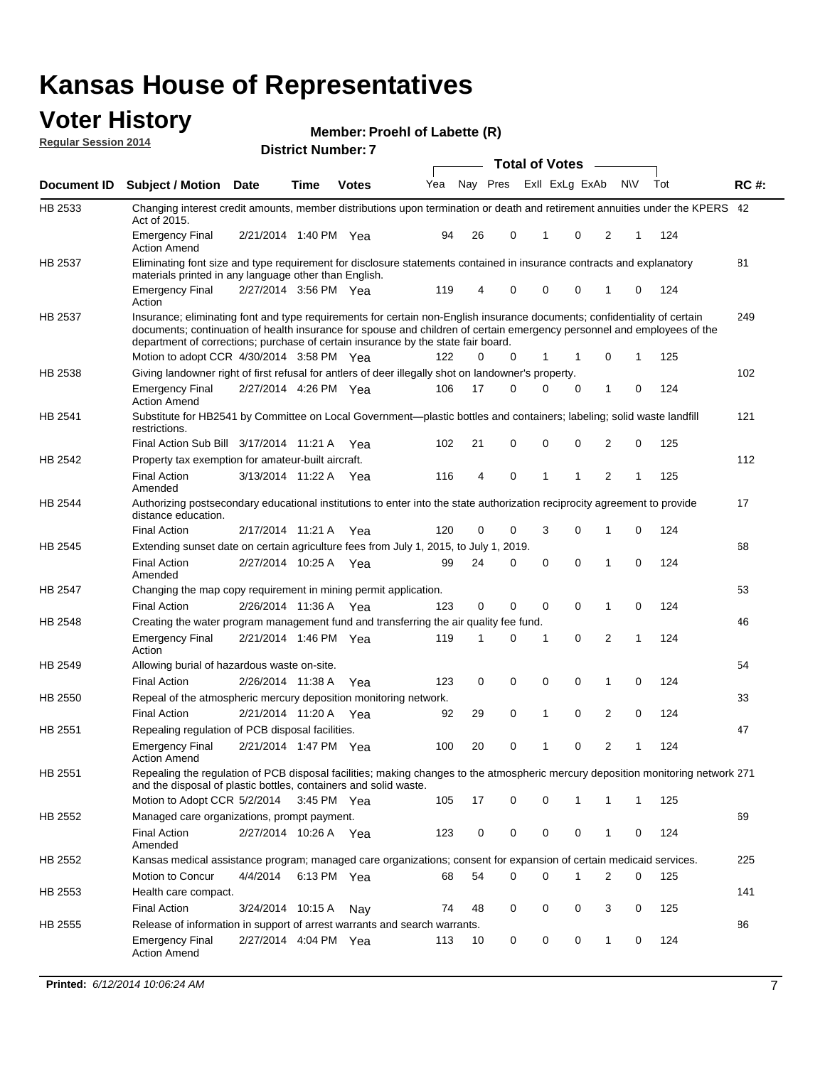# Kansas House of Representatives

## Voter History

**Regular Session 2014**

**Member: Proehl of Labette (R)**

**District Number: 7**

| Document ID | Subject / Motion | Date | Time | Votes | Yea | Nay | Pres | ExII | ExLg | ExAb | N\V | Tot | RC #: |
|---|---|---|---|---|---|---|---|---|---|---|---|---|---|
| HB 2533 | Changing interest credit amounts, member distributions upon termination or death and retirement annuities under the KPERS Act of 2015. | | | | | | | | | | | | 42 |
| | Emergency Final Action Amend | 2/21/2014 | 1:40 PM | Yea | 94 | 26 | 0 | 1 | 0 | 2 | 1 | 124 | |
| HB 2537 | Eliminating font size and type requirement for disclosure statements contained in insurance contracts and explanatory materials printed in any language other than English. | | | | | | | | | | | | 81 |
| | Emergency Final Action | 2/27/2014 | 3:56 PM | Yea | 119 | 4 | 0 | 0 | 0 | 1 | 0 | 124 | |
| HB 2537 | Insurance; eliminating font and type requirements for certain non-English insurance documents; confidentiality of certain documents; continuation of health insurance for spouse and children of certain emergency personnel and employees of the department of corrections; purchase of certain insurance by the state fair board. | | | | | | | | | | | | 249 |
| | Motion to adopt CCR | 4/30/2014 | 3:58 PM | Yea | 122 | 0 | 0 | 1 | 1 | 0 | 1 | 125 | |
| HB 2538 | Giving landowner right of first refusal for antlers of deer illegally shot on landowner's property. | | | | | | | | | | | | 102 |
| | Emergency Final Action Amend | 2/27/2014 | 4:26 PM | Yea | 106 | 17 | 0 | 0 | 0 | 1 | 0 | 124 | |
| HB 2541 | Substitute for HB2541 by Committee on Local Government—plastic bottles and containers; labeling; solid waste landfill restrictions. | | | | | | | | | | | | 121 |
| | Final Action Sub Bill | 3/17/2014 | 11:21 A | Yea | 102 | 21 | 0 | 0 | 0 | 2 | 0 | 125 | |
| HB 2542 | Property tax exemption for amateur-built aircraft. | | | | | | | | | | | | 112 |
| | Final Action Amended | 3/13/2014 | 11:22 A | Yea | 116 | 4 | 0 | 1 | 1 | 2 | 1 | 125 | |
| HB 2544 | Authorizing postsecondary educational institutions to enter into the state authorization reciprocity agreement to provide distance education. | | | | | | | | | | | | 17 |
| | Final Action | 2/17/2014 | 11:21 A | Yea | 120 | 0 | 0 | 3 | 0 | 1 | 0 | 124 | |
| HB 2545 | Extending sunset date on certain agriculture fees from July 1, 2015, to July 1, 2019. | | | | | | | | | | | | 68 |
| | Final Action Amended | 2/27/2014 | 10:25 A | Yea | 99 | 24 | 0 | 0 | 0 | 1 | 0 | 124 | |
| HB 2547 | Changing the map copy requirement in mining permit application. | | | | | | | | | | | | 53 |
| | Final Action | 2/26/2014 | 11:36 A | Yea | 123 | 0 | 0 | 0 | 0 | 1 | 0 | 124 | |
| HB 2548 | Creating the water program management fund and transferring the air quality fee fund. | | | | | | | | | | | | 46 |
| | Emergency Final Action | 2/21/2014 | 1:46 PM | Yea | 119 | 1 | 0 | 1 | 0 | 2 | 1 | 124 | |
| HB 2549 | Allowing burial of hazardous waste on-site. | | | | | | | | | | | | 54 |
| | Final Action | 2/26/2014 | 11:38 A | Yea | 123 | 0 | 0 | 0 | 0 | 1 | 0 | 124 | |
| HB 2550 | Repeal of the atmospheric mercury deposition monitoring network. | | | | | | | | | | | | 33 |
| | Final Action | 2/21/2014 | 11:20 A | Yea | 92 | 29 | 0 | 1 | 0 | 2 | 0 | 124 | |
| HB 2551 | Repealing regulation of PCB disposal facilities. | | | | | | | | | | | | 47 |
| | Emergency Final Action Amend | 2/21/2014 | 1:47 PM | Yea | 100 | 20 | 0 | 1 | 0 | 2 | 1 | 124 | |
| HB 2551 | Repealing the regulation of PCB disposal facilities; making changes to the atmospheric mercury deposition monitoring network and the disposal of plastic bottles, containers and solid waste. | | | | | | | | | | | | 271 |
| | Motion to Adopt CCR | 5/2/2014 | 3:45 PM | Yea | 105 | 17 | 0 | 0 | 1 | 1 | 1 | 125 | |
| HB 2552 | Managed care organizations, prompt payment. | | | | | | | | | | | | 69 |
| | Final Action Amended | 2/27/2014 | 10:26 A | Yea | 123 | 0 | 0 | 0 | 0 | 1 | 0 | 124 | |
| HB 2552 | Kansas medical assistance program; managed care organizations; consent for expansion of certain medicaid services. | | | | | | | | | | | | 225 |
| | Motion to Concur | 4/4/2014 | 6:13 PM | Yea | 68 | 54 | 0 | 0 | 1 | 2 | 0 | 125 | |
| HB 2553 | Health care compact. | | | | | | | | | | | | 141 |
| | Final Action | 3/24/2014 | 10:15 A | Nay | 74 | 48 | 0 | 0 | 0 | 3 | 0 | 125 | |
| HB 2555 | Release of information in support of arrest warrants and search warrants. | | | | | | | | | | | | 86 |
| | Emergency Final Action Amend | 2/27/2014 | 4:04 PM | Yea | 113 | 10 | 0 | 0 | 0 | 1 | 0 | 124 | |

**Printed:** *6/12/2014 10:06:24 AM*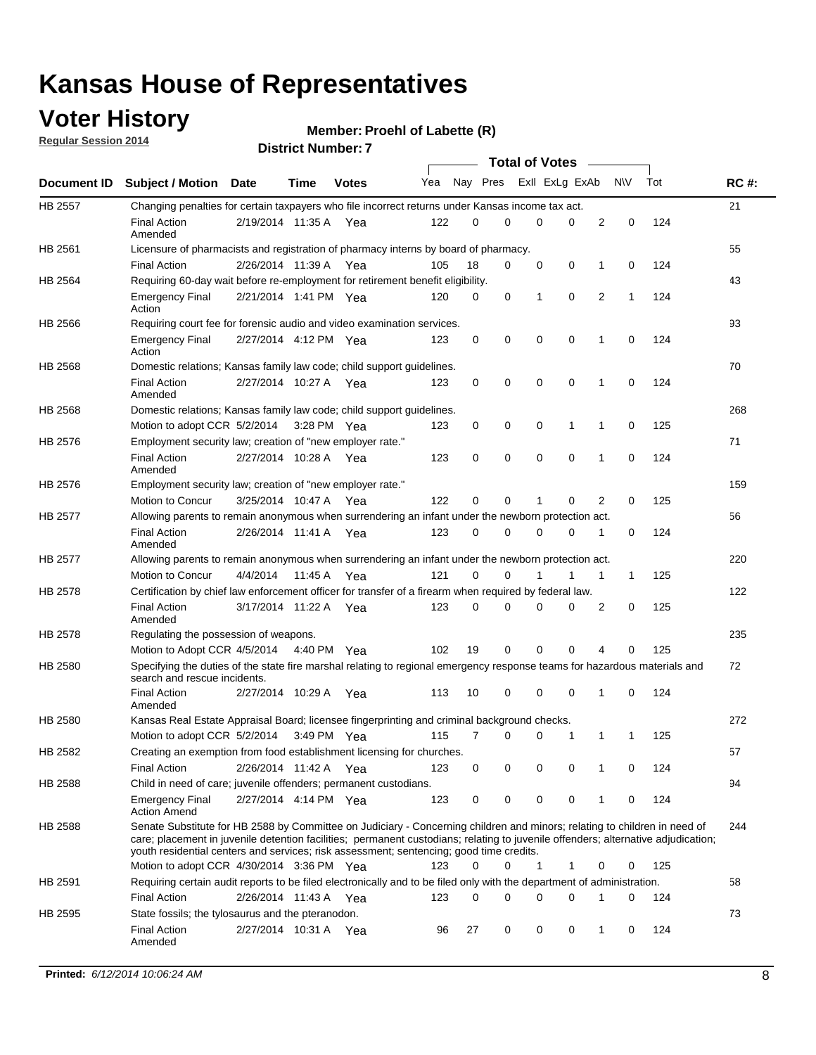# Kansas House of Representatives

## Voter History

**Regular Session 2014**

**Member: Proehl of Labette (R)**

**District Number: 7**

| Document ID | Subject / Motion | Date | Time | Votes | Yea | Nay | Pres | ExII | ExLg | ExAb | N\V | Tot | RC #: |
|---|---|---|---|---|---|---|---|---|---|---|---|---|---|
| HB 2557 | Changing penalties for certain taxpayers who file incorrect returns under Kansas income tax act. | | | | | | | | | | | | 21 |
| | Final Action Amended | 2/19/2014 | 11:35 A | Yea | 122 | 0 | 0 | 0 | 0 | 2 | 0 | 124 | |
| HB 2561 | Licensure of pharmacists and registration of pharmacy interns by board of pharmacy. | | | | | | | | | | | | 55 |
| | Final Action | 2/26/2014 | 11:39 A | Yea | 105 | 18 | 0 | 0 | 0 | 1 | 0 | 124 | |
| HB 2564 | Requiring 60-day wait before re-employment for retirement benefit eligibility. | | | | | | | | | | | | 43 |
| | Emergency Final Action | 2/21/2014 | 1:41 PM | Yea | 120 | 0 | 0 | 1 | 0 | 2 | 1 | 124 | |
| HB 2566 | Requiring court fee for forensic audio and video examination services. | | | | | | | | | | | | 93 |
| | Emergency Final Action | 2/27/2014 | 4:12 PM | Yea | 123 | 0 | 0 | 0 | 0 | 1 | 0 | 124 | |
| HB 2568 | Domestic relations; Kansas family law code; child support guidelines. | | | | | | | | | | | | 70 |
| | Final Action Amended | 2/27/2014 | 10:27 A | Yea | 123 | 0 | 0 | 0 | 0 | 1 | 0 | 124 | |
| HB 2568 | Domestic relations; Kansas family law code; child support guidelines. | | | | | | | | | | | | 268 |
| | Motion to adopt CCR | 5/2/2014 | 3:28 PM | Yea | 123 | 0 | 0 | 0 | 1 | 1 | 0 | 125 | |
| HB 2576 | Employment security law; creation of "new employer rate." | | | | | | | | | | | | 71 |
| | Final Action Amended | 2/27/2014 | 10:28 A | Yea | 123 | 0 | 0 | 0 | 0 | 1 | 0 | 124 | |
| HB 2576 | Employment security law; creation of "new employer rate." | | | | | | | | | | | | 159 |
| | Motion to Concur | 3/25/2014 | 10:47 A | Yea | 122 | 0 | 0 | 1 | 0 | 2 | 0 | 125 | |
| HB 2577 | Allowing parents to remain anonymous when surrendering an infant under the newborn protection act. | | | | | | | | | | | | 56 |
| | Final Action Amended | 2/26/2014 | 11:41 A | Yea | 123 | 0 | 0 | 0 | 0 | 1 | 0 | 124 | |
| HB 2577 | Allowing parents to remain anonymous when surrendering an infant under the newborn protection act. | | | | | | | | | | | | 220 |
| | Motion to Concur | 4/4/2014 | 11:45 A | Yea | 121 | 0 | 0 | 1 | 1 | 1 | 1 | 125 | |
| HB 2578 | Certification by chief law enforcement officer for transfer of a firearm when required by federal law. | | | | | | | | | | | | 122 |
| | Final Action Amended | 3/17/2014 | 11:22 A | Yea | 123 | 0 | 0 | 0 | 0 | 2 | 0 | 125 | |
| HB 2578 | Regulating the possession of weapons. | | | | | | | | | | | | 235 |
| | Motion to Adopt CCR | 4/5/2014 | 4:40 PM | Yea | 102 | 19 | 0 | 0 | 0 | 4 | 0 | 125 | |
| HB 2580 | Specifying the duties of the state fire marshal relating to regional emergency response teams for hazardous materials and search and rescue incidents. | | | | | | | | | | | | 72 |
| | Final Action Amended | 2/27/2014 | 10:29 A | Yea | 113 | 10 | 0 | 0 | 0 | 1 | 0 | 124 | |
| HB 2580 | Kansas Real Estate Appraisal Board; licensee fingerprinting and criminal background checks. | | | | | | | | | | | | 272 |
| | Motion to adopt CCR | 5/2/2014 | 3:49 PM | Yea | 115 | 7 | 0 | 0 | 1 | 1 | 1 | 125 | |
| HB 2582 | Creating an exemption from food establishment licensing for churches. | | | | | | | | | | | | 57 |
| | Final Action | 2/26/2014 | 11:42 A | Yea | 123 | 0 | 0 | 0 | 0 | 1 | 0 | 124 | |
| HB 2588 | Child in need of care; juvenile offenders; permanent custodians. | | | | | | | | | | | | 94 |
| | Emergency Final Action Amend | 2/27/2014 | 4:14 PM | Yea | 123 | 0 | 0 | 0 | 0 | 1 | 0 | 124 | |
| HB 2588 | Senate Substitute for HB 2588 by Committee on Judiciary - Concerning children and minors; relating to children in need of care; placement in juvenile detention facilities; permanent custodians; relating to juvenile offenders; alternative adjudication; youth residential centers and services; risk assessment; sentencing; good time credits. | | | | | | | | | | | | 244 |
| | Motion to adopt CCR | 4/30/2014 | 3:36 PM | Yea | 123 | 0 | 0 | 1 | 1 | 0 | 0 | 125 | |
| HB 2591 | Requiring certain audit reports to be filed electronically and to be filed only with the department of administration. | | | | | | | | | | | | 58 |
| | Final Action | 2/26/2014 | 11:43 A | Yea | 123 | 0 | 0 | 0 | 0 | 1 | 0 | 124 | |
| HB 2595 | State fossils; the tylosaurus and the pteranodon. | | | | | | | | | | | | 73 |
| | Final Action Amended | 2/27/2014 | 10:31 A | Yea | 96 | 27 | 0 | 0 | 0 | 1 | 0 | 124 | |

**Printed:** *6/12/2014 10:06:24 AM*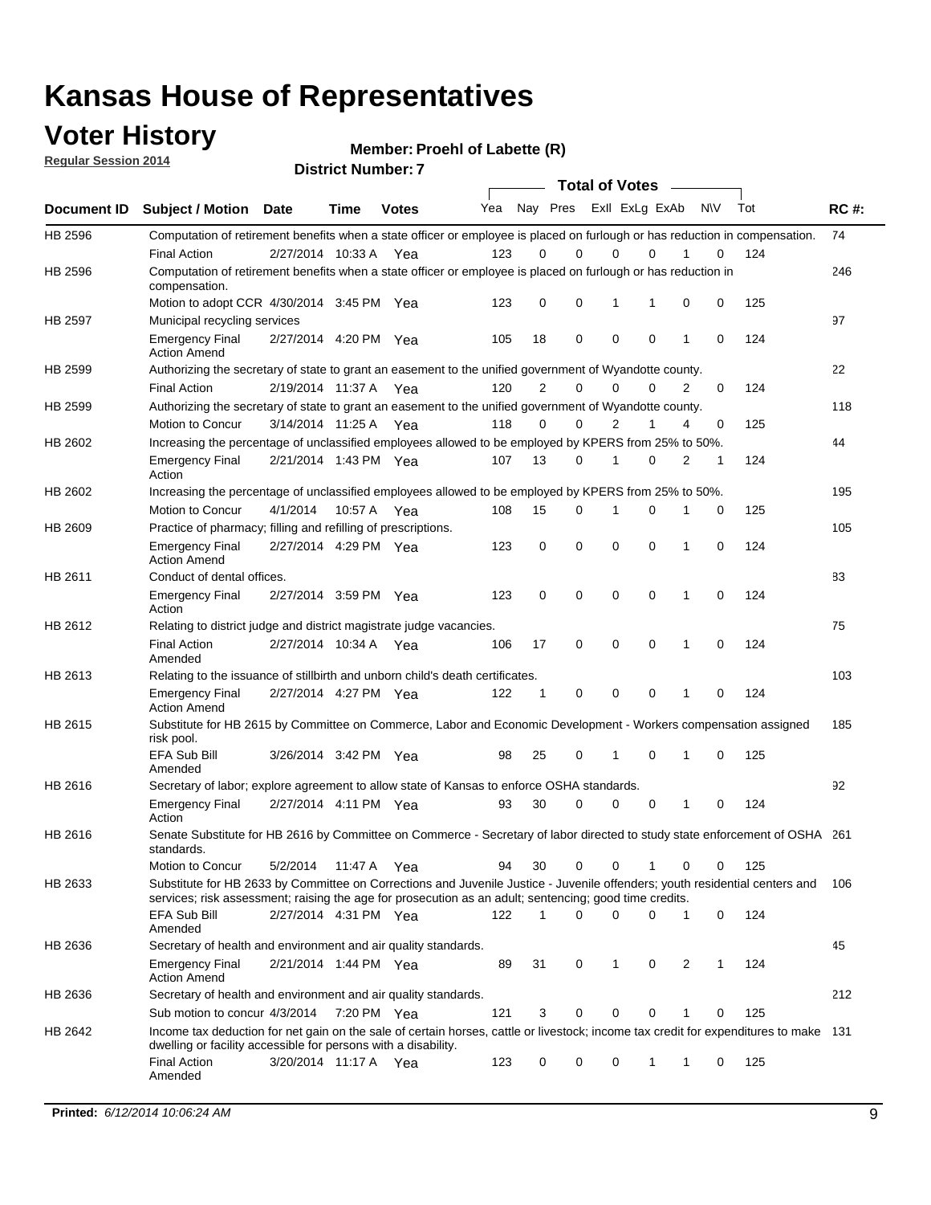# Kansas House of Representatives

## Voter History

**Regular Session 2014**

**Member: Proehl of Labette (R)**

**District Number: 7**

| Document ID | Subject / Motion | Date | Time | Votes | Yea | Nay | Pres | ExII | ExLg | ExAb | N\V | Tot | RC #: |
|---|---|---|---|---|---|---|---|---|---|---|---|---|---|
| HB 2596 | Computation of retirement benefits when a state officer or employee is placed on furlough or has reduction in compensation. | | | | | | | | | | | | 74 |
| | Final Action | 2/27/2014 | 10:33 A | Yea | 123 | 0 | 0 | 0 | 0 | 1 | 0 | 124 | |
| HB 2596 | Computation of retirement benefits when a state officer or employee is placed on furlough or has reduction in compensation. | | | | | | | | | | | | 246 |
| | Motion to adopt CCR | 4/30/2014 | 3:45 PM | Yea | 123 | 0 | 0 | 1 | 1 | 0 | 0 | 125 | |
| HB 2597 | Municipal recycling services | | | | | | | | | | | | 97 |
| | Emergency Final Action Amend | 2/27/2014 | 4:20 PM | Yea | 105 | 18 | 0 | 0 | 0 | 1 | 0 | 124 | |
| HB 2599 | Authorizing the secretary of state to grant an easement to the unified government of Wyandotte county. | | | | | | | | | | | | 22 |
| | Final Action | 2/19/2014 | 11:37 A | Yea | 120 | 2 | 0 | 0 | 0 | 2 | 0 | 124 | |
| HB 2599 | Authorizing the secretary of state to grant an easement to the unified government of Wyandotte county. | | | | | | | | | | | | 118 |
| | Motion to Concur | 3/14/2014 | 11:25 A | Yea | 118 | 0 | 0 | 2 | 1 | 4 | 0 | 125 | |
| HB 2602 | Increasing the percentage of unclassified employees allowed to be employed by KPERS from 25% to 50%. | | | | | | | | | | | | 44 |
| | Emergency Final Action | 2/21/2014 | 1:43 PM | Yea | 107 | 13 | 0 | 1 | 0 | 2 | 1 | 124 | |
| HB 2602 | Increasing the percentage of unclassified employees allowed to be employed by KPERS from 25% to 50%. | | | | | | | | | | | | 195 |
| | Motion to Concur | 4/1/2014 | 10:57 A | Yea | 108 | 15 | 0 | 1 | 0 | 1 | 0 | 125 | |
| HB 2609 | Practice of pharmacy; filling and refilling of prescriptions. | | | | | | | | | | | | 105 |
| | Emergency Final Action Amend | 2/27/2014 | 4:29 PM | Yea | 123 | 0 | 0 | 0 | 0 | 1 | 0 | 124 | |
| HB 2611 | Conduct of dental offices. | | | | | | | | | | | | 83 |
| | Emergency Final Action | 2/27/2014 | 3:59 PM | Yea | 123 | 0 | 0 | 0 | 0 | 1 | 0 | 124 | |
| HB 2612 | Relating to district judge and district magistrate judge vacancies. | | | | | | | | | | | | 75 |
| | Final Action Amended | 2/27/2014 | 10:34 A | Yea | 106 | 17 | 0 | 0 | 0 | 1 | 0 | 124 | |
| HB 2613 | Relating to the issuance of stillbirth and unborn child's death certificates. | | | | | | | | | | | | 103 |
| | Emergency Final Action Amend | 2/27/2014 | 4:27 PM | Yea | 122 | 1 | 0 | 0 | 0 | 1 | 0 | 124 | |
| HB 2615 | Substitute for HB 2615 by Committee on Commerce, Labor and Economic Development - Workers compensation assigned risk pool. | | | | | | | | | | | | 185 |
| | EFA Sub Bill Amended | 3/26/2014 | 3:42 PM | Yea | 98 | 25 | 0 | 1 | 0 | 1 | 0 | 125 | |
| HB 2616 | Secretary of labor; explore agreement to allow state of Kansas to enforce OSHA standards. | | | | | | | | | | | | 92 |
| | Emergency Final Action | 2/27/2014 | 4:11 PM | Yea | 93 | 30 | 0 | 0 | 0 | 1 | 0 | 124 | |
| HB 2616 | Senate Substitute for HB 2616 by Committee on Commerce - Secretary of labor directed to study state enforcement of OSHA standards. | | | | | | | | | | | | 261 |
| | Motion to Concur | 5/2/2014 | 11:47 A | Yea | 94 | 30 | 0 | 0 | 1 | 0 | 0 | 125 | |
| HB 2633 | Substitute for HB 2633 by Committee on Corrections and Juvenile Justice - Juvenile offenders; youth residential centers and services; risk assessment; raising the age for prosecution as an adult; sentencing; good time credits. | | | | | | | | | | | | 106 |
| | EFA Sub Bill Amended | 2/27/2014 | 4:31 PM | Yea | 122 | 1 | 0 | 0 | 0 | 1 | 0 | 124 | |
| HB 2636 | Secretary of health and environment and air quality standards. | | | | | | | | | | | | 45 |
| | Emergency Final Action Amend | 2/21/2014 | 1:44 PM | Yea | 89 | 31 | 0 | 1 | 0 | 2 | 1 | 124 | |
| HB 2636 | Secretary of health and environment and air quality standards. | | | | | | | | | | | | 212 |
| | Sub motion to concur | 4/3/2014 | 7:20 PM | Yea | 121 | 3 | 0 | 0 | 0 | 1 | 0 | 125 | |
| HB 2642 | Income tax deduction for net gain on the sale of certain horses, cattle or livestock; income tax credit for expenditures to make dwelling or facility accessible for persons with a disability. | | | | | | | | | | | | 131 |
| | Final Action Amended | 3/20/2014 | 11:17 A | Yea | 123 | 0 | 0 | 0 | 1 | 1 | 0 | 125 | |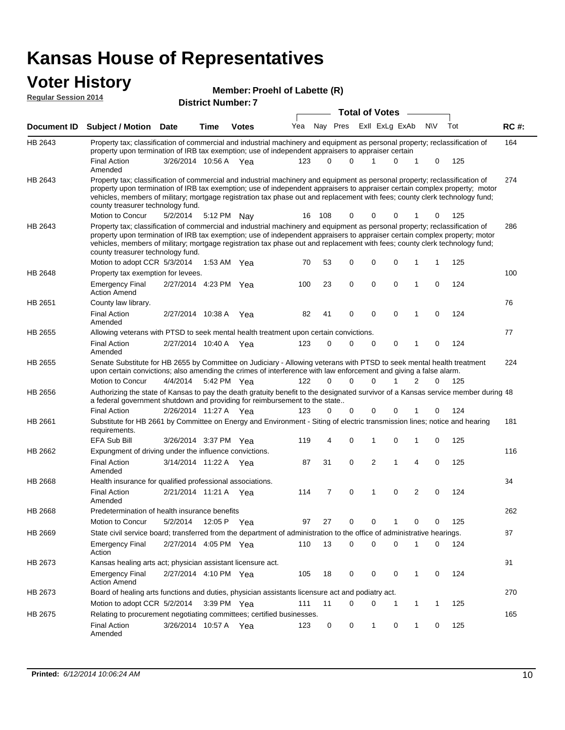# Kansas House of Representatives

## Voter History

**Regular Session 2014**

**Member: Proehl of Labette (R)**

**District Number: 7**

| Document ID | Subject / Motion | Date | Time | Votes | Yea | Nay | Pres | ExII | ExLg | ExAb | N\V | Tot | RC #: |
|---|---|---|---|---|---|---|---|---|---|---|---|---|---|
| HB 2643 | Property tax; classification of commercial and industrial machinery and equipment as personal property; reclassification of property upon termination of IRB tax exemption; use of independent appraisers to appraiser certain | | | | | | | | | | | | 164 |
| | Final Action Amended | 3/26/2014 | 10:56 A | Yea | 123 | 0 | 0 | 1 | 0 | 1 | 0 | 125 | |
| HB 2643 | Property tax; classification of commercial and industrial machinery and equipment as personal property; reclassification of property upon termination of IRB tax exemption; use of independent appraisers to appraiser certain complex property; motor vehicles, members of military; mortgage registration tax phase out and replacement with fees; county clerk technology fund; county treasurer technology fund. | | | | | | | | | | | | 274 |
| | Motion to Concur | 5/2/2014 | 5:12 PM | Nay | 16 | 108 | 0 | 0 | 0 | 1 | 0 | 125 | |
| HB 2643 | Property tax; classification of commercial and industrial machinery and equipment as personal property; reclassification of property upon termination of IRB tax exemption; use of independent appraisers to appraiser certain complex property; motor vehicles, members of military; mortgage registration tax phase out and replacement with fees; county clerk technology fund; county treasurer technology fund. | | | | | | | | | | | | 286 |
| | Motion to adopt CCR | 5/3/2014 | 1:53 AM | Yea | 70 | 53 | 0 | 0 | 0 | 1 | 1 | 125 | |
| HB 2648 | Property tax exemption for levees. | | | | | | | | | | | | 100 |
| | Emergency Final Action Amend | 2/27/2014 | 4:23 PM | Yea | 100 | 23 | 0 | 0 | 0 | 1 | 0 | 124 | |
| HB 2651 | County law library. | | | | | | | | | | | | 76 |
| | Final Action Amended | 2/27/2014 | 10:38 A | Yea | 82 | 41 | 0 | 0 | 0 | 1 | 0 | 124 | |
| HB 2655 | Allowing veterans with PTSD to seek mental health treatment upon certain convictions. | | | | | | | | | | | | 77 |
| | Final Action Amended | 2/27/2014 | 10:40 A | Yea | 123 | 0 | 0 | 0 | 0 | 1 | 0 | 124 | |
| HB 2655 | Senate Substitute for HB 2655 by Committee on Judiciary - Allowing veterans with PTSD to seek mental health treatment upon certain convictions; also amending the crimes of interference with law enforcement and giving a false alarm. | | | | | | | | | | | | 224 |
| | Motion to Concur | 4/4/2014 | 5:42 PM | Yea | 122 | 0 | 0 | 0 | 1 | 2 | 0 | 125 | |
| HB 2656 | Authorizing the state of Kansas to pay the death gratuity benefit to the designated survivor of a Kansas service member during a federal government shutdown and providing for reimbursement to the state.. | | | | | | | | | | | | 48 |
| | Final Action | 2/26/2014 | 11:27 A | Yea | 123 | 0 | 0 | 0 | 0 | 1 | 0 | 124 | |
| HB 2661 | Substitute for HB 2661 by Committee on Energy and Environment - Siting of electric transmission lines; notice and hearing requirements. | | | | | | | | | | | | 181 |
| | EFA Sub Bill | 3/26/2014 | 3:37 PM | Yea | 119 | 4 | 0 | 1 | 0 | 1 | 0 | 125 | |
| HB 2662 | Expungment of driving under the influence convictions. | | | | | | | | | | | | 116 |
| | Final Action Amended | 3/14/2014 | 11:22 A | Yea | 87 | 31 | 0 | 2 | 1 | 4 | 0 | 125 | |
| HB 2668 | Health insurance for qualified professional associations. | | | | | | | | | | | | 34 |
| | Final Action Amended | 2/21/2014 | 11:21 A | Yea | 114 | 7 | 0 | 1 | 0 | 2 | 0 | 124 | |
| HB 2668 | Predetermination of health insurance benefits | | | | | | | | | | | | 262 |
| | Motion to Concur | 5/2/2014 | 12:05 P | Yea | 97 | 27 | 0 | 0 | 1 | 0 | 0 | 125 | |
| HB 2669 | State civil service board; transferred from the department of administration to the office of administrative hearings. | | | | | | | | | | | | 87 |
| | Emergency Final Action | 2/27/2014 | 4:05 PM | Yea | 110 | 13 | 0 | 0 | 0 | 1 | 0 | 124 | |
| HB 2673 | Kansas healing arts act; physician assistant licensure act. | | | | | | | | | | | | 91 |
| | Emergency Final Action Amend | 2/27/2014 | 4:10 PM | Yea | 105 | 18 | 0 | 0 | 0 | 1 | 0 | 124 | |
| HB 2673 | Board of healing arts functions and duties, physician assistants licensure act and podiatry act. | | | | | | | | | | | | 270 |
| | Motion to adopt CCR | 5/2/2014 | 3:39 PM | Yea | 111 | 11 | 0 | 0 | 1 | 1 | 1 | 125 | |
| HB 2675 | Relating to procurement negotiating committees; certified businesses. | | | | | | | | | | | | 165 |
| | Final Action Amended | 3/26/2014 | 10:57 A | Yea | 123 | 0 | 0 | 1 | 0 | 1 | 0 | 125 | |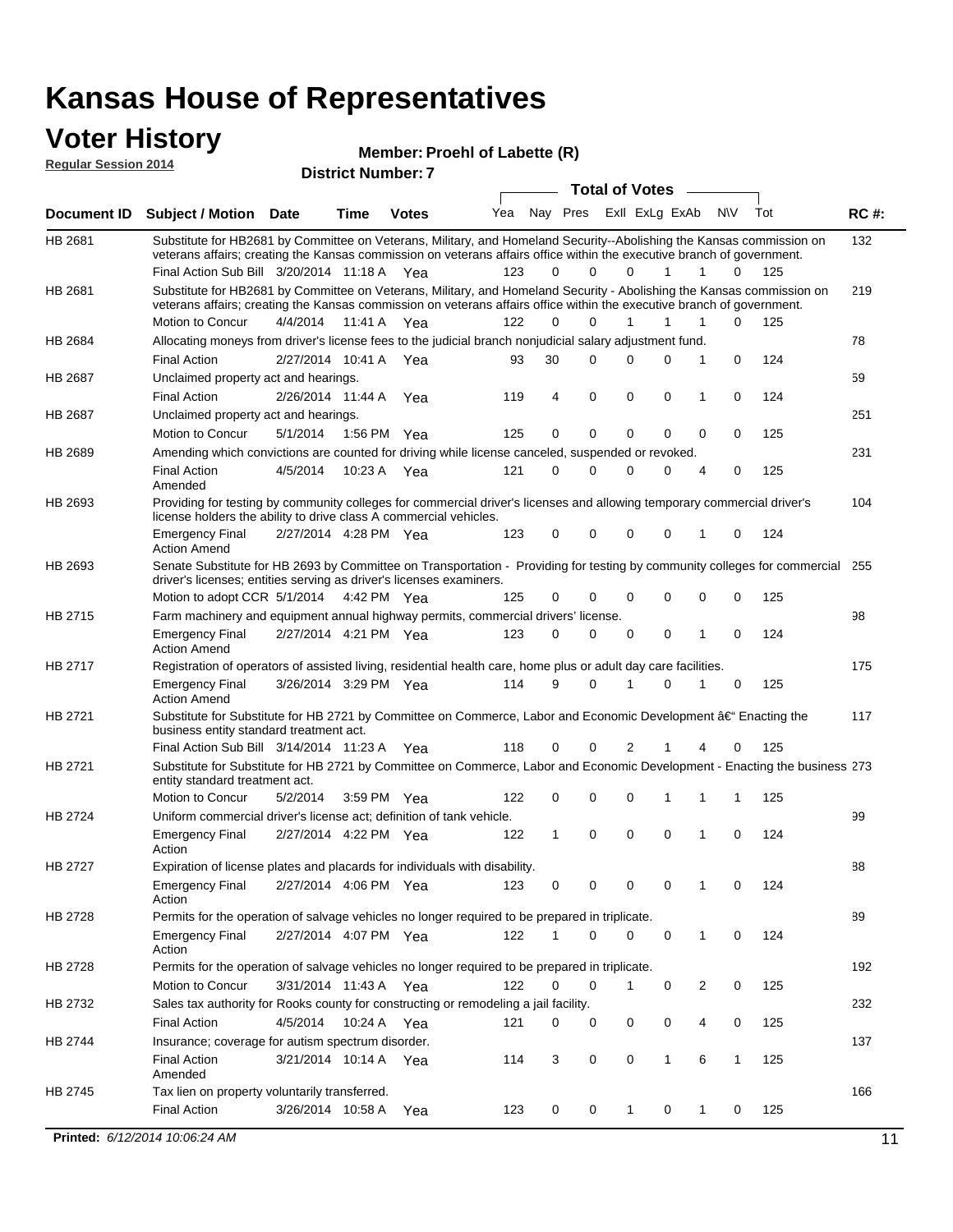# Kansas House of Representatives

## Voter History

**Regular Session 2014**

**Member: Proehl of Labette (R)**

**District Number: 7**

| Document ID | Subject / Motion | Date | Time | Votes | Yea | Nay | Pres | ExlI | ExLg | ExAb | N\V | Tot | RC #: |
|---|---|---|---|---|---|---|---|---|---|---|---|---|---|
| HB 2681 | Substitute for HB2681 by Committee on Veterans, Military, and Homeland Security--Abolishing the Kansas commission on veterans affairs; creating the Kansas commission on veterans affairs office within the executive branch of government. | | | | | | | | | | | | 132 |
| | Final Action Sub Bill | 3/20/2014 | 11:18 A | Yea | 123 | 0 | 0 | 0 | 1 | 1 | 0 | 125 | |
| HB 2681 | Substitute for HB2681 by Committee on Veterans, Military, and Homeland Security - Abolishing the Kansas commission on veterans affairs; creating the Kansas commission on veterans affairs office within the executive branch of government. | | | | | | | | | | | | 219 |
| | Motion to Concur | 4/4/2014 | 11:41 A | Yea | 122 | 0 | 0 | 1 | 1 | 1 | 0 | 125 | |
| HB 2684 | Allocating moneys from driver's license fees to the judicial branch nonjudicial salary adjustment fund. | | | | | | | | | | | | 78 |
| | Final Action | 2/27/2014 | 10:41 A | Yea | 93 | 30 | 0 | 0 | 0 | 1 | 0 | 124 | |
| HB 2687 | Unclaimed property act and hearings. | | | | | | | | | | | | 59 |
| | Final Action | 2/26/2014 | 11:44 A | Yea | 119 | 4 | 0 | 0 | 0 | 1 | 0 | 124 | |
| HB 2687 | Unclaimed property act and hearings. | | | | | | | | | | | | 251 |
| | Motion to Concur | 5/1/2014 | 1:56 PM | Yea | 125 | 0 | 0 | 0 | 0 | 0 | 0 | 125 | |
| HB 2689 | Amending which convictions are counted for driving while license canceled, suspended or revoked. | | | | | | | | | | | | 231 |
| | Final Action Amended | 4/5/2014 | 10:23 A | Yea | 121 | 0 | 0 | 0 | 0 | 4 | 0 | 125 | |
| HB 2693 | Providing for testing by community colleges for commercial driver's licenses and allowing temporary commercial driver's license holders the ability to drive class A commercial vehicles. | | | | | | | | | | | | 104 |
| | Emergency Final Action Amend | 2/27/2014 | 4:28 PM | Yea | 123 | 0 | 0 | 0 | 0 | 1 | 0 | 124 | |
| HB 2693 | Senate Substitute for HB 2693 by Committee on Transportation - Providing for testing by community colleges for commercial driver's licenses; entities serving as driver's licenses examiners. | | | | | | | | | | | | 255 |
| | Motion to adopt CCR | 5/1/2014 | 4:42 PM | Yea | 125 | 0 | 0 | 0 | 0 | 0 | 0 | 125 | |
| HB 2715 | Farm machinery and equipment annual highway permits, commercial drivers' license. | | | | | | | | | | | | 98 |
| | Emergency Final Action Amend | 2/27/2014 | 4:21 PM | Yea | 123 | 0 | 0 | 0 | 0 | 1 | 0 | 124 | |
| HB 2717 | Registration of operators of assisted living, residential health care, home plus or adult day care facilities. | | | | | | | | | | | | 175 |
| | Emergency Final Action Amend | 3/26/2014 | 3:29 PM | Yea | 114 | 9 | 0 | 1 | 0 | 1 | 0 | 125 | |
| HB 2721 | Substitute for Substitute for HB 2721 by Committee on Commerce, Labor and Economic Development â€" Enacting the business entity standard treatment act. | | | | | | | | | | | | 117 |
| | Final Action Sub Bill | 3/14/2014 | 11:23 A | Yea | 118 | 0 | 0 | 2 | 1 | 4 | 0 | 125 | |
| HB 2721 | Substitute for Substitute for HB 2721 by Committee on Commerce, Labor and Economic Development - Enacting the business entity standard treatment act. | | | | | | | | | | | | 273 |
| | Motion to Concur | 5/2/2014 | 3:59 PM | Yea | 122 | 0 | 0 | 0 | 1 | 1 | 1 | 125 | |
| HB 2724 | Uniform commercial driver's license act; definition of tank vehicle. | | | | | | | | | | | | 99 |
| | Emergency Final Action | 2/27/2014 | 4:22 PM | Yea | 122 | 1 | 0 | 0 | 0 | 1 | 0 | 124 | |
| HB 2727 | Expiration of license plates and placards for individuals with disability. | | | | | | | | | | | | 88 |
| | Emergency Final Action | 2/27/2014 | 4:06 PM | Yea | 123 | 0 | 0 | 0 | 0 | 1 | 0 | 124 | |
| HB 2728 | Permits for the operation of salvage vehicles no longer required to be prepared in triplicate. | | | | | | | | | | | | 89 |
| | Emergency Final Action | 2/27/2014 | 4:07 PM | Yea | 122 | 1 | 0 | 0 | 0 | 1 | 0 | 124 | |
| HB 2728 | Permits for the operation of salvage vehicles no longer required to be prepared in triplicate. | | | | | | | | | | | | 192 |
| | Motion to Concur | 3/31/2014 | 11:43 A | Yea | 122 | 0 | 0 | 1 | 0 | 2 | 0 | 125 | |
| HB 2732 | Sales tax authority for Rooks county for constructing or remodeling a jail facility. | | | | | | | | | | | | 232 |
| | Final Action | 4/5/2014 | 10:24 A | Yea | 121 | 0 | 0 | 0 | 0 | 4 | 0 | 125 | |
| HB 2744 | Insurance; coverage for autism spectrum disorder. | | | | | | | | | | | | 137 |
| | Final Action Amended | 3/21/2014 | 10:14 A | Yea | 114 | 3 | 0 | 0 | 1 | 6 | 1 | 125 | |
| HB 2745 | Tax lien on property voluntarily transferred. | | | | | | | | | | | | 166 |
| | Final Action | 3/26/2014 | 10:58 A | Yea | 123 | 0 | 0 | 1 | 0 | 1 | 0 | 125 | |

**Printed:** *6/12/2014 10:06:24 AM*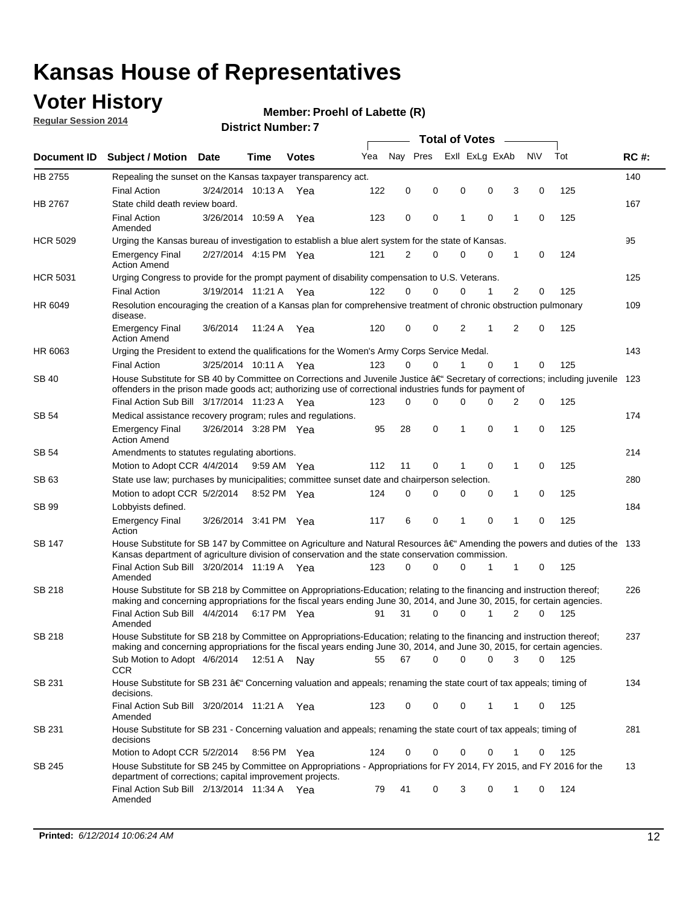# Kansas House of Representatives

## Voter History

**Regular Session 2014**

**Member: Proehl of Labette (R)**

**District Number: 7**

| Document ID | Subject / Motion | Date | Time | Votes | Yea | Nay | Pres | ExII | ExLg | ExAb | N\V | Tot | RC #: |
|---|---|---|---|---|---|---|---|---|---|---|---|---|---|
| HB 2755 | Repealing the sunset on the Kansas taxpayer transparency act. | | | | | | | | | | | | 140 |
| | Final Action | 3/24/2014 | 10:13 A | Yea | 122 | 0 | 0 | 0 | 0 | 3 | 0 | 125 | |
| HB 2767 | State child death review board. | | | | | | | | | | | | 167 |
| | Final Action Amended | 3/26/2014 | 10:59 A | Yea | 123 | 0 | 0 | 1 | 0 | 1 | 0 | 125 | |
| HCR 5029 | Urging the Kansas bureau of investigation to establish a blue alert system for the state of Kansas. | | | | | | | | | | | | 95 |
| | Emergency Final Action Amend | 2/27/2014 | 4:15 PM | Yea | 121 | 2 | 0 | 0 | 0 | 1 | 0 | 124 | |
| HCR 5031 | Urging Congress to provide for the prompt payment of disability compensation to U.S. Veterans. | | | | | | | | | | | | 125 |
| | Final Action | 3/19/2014 | 11:21 A | Yea | 122 | 0 | 0 | 0 | 1 | 2 | 0 | 125 | |
| HR 6049 | Resolution encouraging the creation of a Kansas plan for comprehensive treatment of chronic obstruction pulmonary disease. | | | | | | | | | | | | 109 |
| | Emergency Final Action Amend | 3/6/2014 | 11:24 A | Yea | 120 | 0 | 0 | 2 | 1 | 2 | 0 | 125 | |
| HR 6063 | Urging the President to extend the qualifications for the Women's Army Corps Service Medal. | | | | | | | | | | | | 143 |
| | Final Action | 3/25/2014 | 10:11 A | Yea | 123 | 0 | 0 | 1 | 0 | 1 | 0 | 125 | |
| SB 40 | House Substitute for SB 40 by Committee on Corrections and Juvenile Justice â€" Secretary of corrections; including juvenile offenders in the prison made goods act; authorizing use of correctional industries funds for payment of | | | | | | | | | | | | 123 |
| | Final Action Sub Bill | 3/17/2014 | 11:23 A | Yea | 123 | 0 | 0 | 0 | 0 | 2 | 0 | 125 | |
| SB 54 | Medical assistance recovery program; rules and regulations. | | | | | | | | | | | | 174 |
| | Emergency Final Action Amend | 3/26/2014 | 3:28 PM | Yea | 95 | 28 | 0 | 1 | 0 | 1 | 0 | 125 | |
| SB 54 | Amendments to statutes regulating abortions. | | | | | | | | | | | | 214 |
| | Motion to Adopt CCR | 4/4/2014 | 9:59 AM | Yea | 112 | 11 | 0 | 1 | 0 | 1 | 0 | 125 | |
| SB 63 | State use law; purchases by municipalities; committee sunset date and chairperson selection. | | | | | | | | | | | | 280 |
| | Motion to adopt CCR | 5/2/2014 | 8:52 PM | Yea | 124 | 0 | 0 | 0 | 0 | 1 | 0 | 125 | |
| SB 99 | Lobbyists defined. | | | | | | | | | | | | 184 |
| | Emergency Final Action | 3/26/2014 | 3:41 PM | Yea | 117 | 6 | 0 | 1 | 0 | 1 | 0 | 125 | |
| SB 147 | House Substitute for SB 147 by Committee on Agriculture and Natural Resources â€" Amending the powers and duties of the Kansas department of agriculture division of conservation and the state conservation commission. | | | | | | | | | | | | 133 |
| | Final Action Sub Bill Amended | 3/20/2014 | 11:19 A | Yea | 123 | 0 | 0 | 0 | 1 | 1 | 0 | 125 | |
| SB 218 | House Substitute for SB 218 by Committee on Appropriations-Education; relating to the financing and instruction thereof; making and concerning appropriations for the fiscal years ending June 30, 2014, and June 30, 2015, for certain agencies. | | | | | | | | | | | | 226 |
| | Final Action Sub Bill Amended | 4/4/2014 | 6:17 PM | Yea | 91 | 31 | 0 | 0 | 1 | 2 | 0 | 125 | |
| SB 218 | House Substitute for SB 218 by Committee on Appropriations-Education; relating to the financing and instruction thereof; making and concerning appropriations for the fiscal years ending June 30, 2014, and June 30, 2015, for certain agencies. | | | | | | | | | | | | 237 |
| | Sub Motion to Adopt CCR | 4/6/2014 | 12:51 A | Nay | 55 | 67 | 0 | 0 | 0 | 3 | 0 | 125 | |
| SB 231 | House Substitute for SB 231 â€" Concerning valuation and appeals; renaming the state court of tax appeals; timing of decisions. | | | | | | | | | | | | 134 |
| | Final Action Sub Bill Amended | 3/20/2014 | 11:21 A | Yea | 123 | 0 | 0 | 0 | 1 | 1 | 0 | 125 | |
| SB 231 | House Substitute for SB 231 - Concerning valuation and appeals; renaming the state court of tax appeals; timing of decisions | | | | | | | | | | | | 281 |
| | Motion to Adopt CCR | 5/2/2014 | 8:56 PM | Yea | 124 | 0 | 0 | 0 | 0 | 1 | 0 | 125 | |
| SB 245 | House Substitute for SB 245 by Committee on Appropriations - Appropriations for FY 2014, FY 2015, and FY 2016 for the department of corrections; capital improvement projects. | | | | | | | | | | | | 13 |
| | Final Action Sub Bill Amended | 2/13/2014 | 11:34 A | Yea | 79 | 41 | 0 | 3 | 0 | 1 | 0 | 124 | |

**Printed:** *6/12/2014 10:06:24 AM*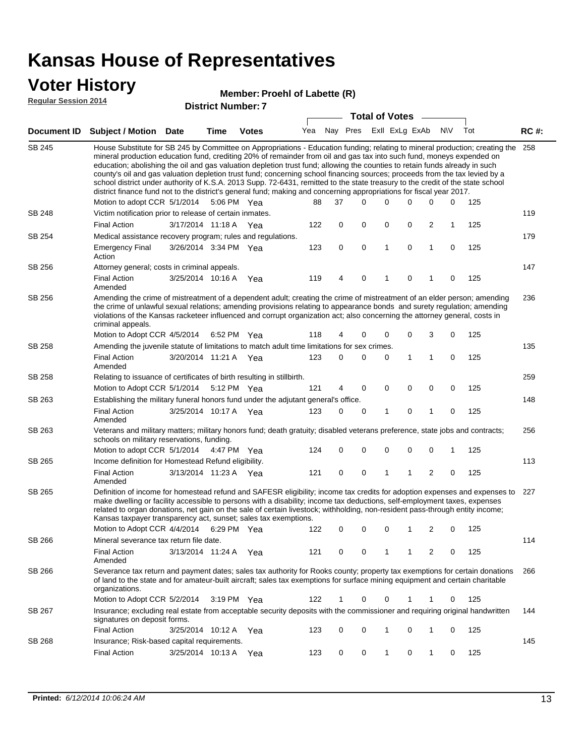# Kansas House of Representatives

## Voter History

**Regular Session 2014**

**Member: Proehl of Labette (R)**

**District Number: 7**

| Document ID | Subject / Motion | Date | Time | Votes | Yea | Nay | Pres | ExII | ExLg | ExAb | N\V | Tot | RC #: |
|---|---|---|---|---|---|---|---|---|---|---|---|---|---|
| SB 245 | House Substitute for SB 245 by Committee on Appropriations - Education funding; relating to mineral production; creating the mineral production education fund, crediting 20% of remainder from oil and gas tax into such fund, moneys expended on education; abolishing the oil and gas valuation depletion trust fund; allowing the counties to retain funds already in such county's oil and gas valuation depletion trust fund; concerning school financing sources; proceeds from the tax levied by a school district under authority of K.S.A. 2013 Supp. 72-6431, remitted to the state treasury to the credit of the state school district finance fund not to the district's general fund; making and concerning appropriations for fiscal year 2017. | | | | | | | | | | | | 258 |
| | Motion to adopt CCR | 5/1/2014 | 5:06 PM | Yea | 88 | 37 | 0 | 0 | 0 | 0 | 0 | 125 | |
| SB 248 | Victim notification prior to release of certain inmates. | | | | | | | | | | | | 119 |
| | Final Action | 3/17/2014 | 11:18 A | Yea | 122 | 0 | 0 | 0 | 0 | 2 | 1 | 125 | |
| SB 254 | Medical assistance recovery program; rules and regulations. | | | | | | | | | | | | 179 |
| | Emergency Final Action | 3/26/2014 | 3:34 PM | Yea | 123 | 0 | 0 | 1 | 0 | 1 | 0 | 125 | |
| SB 256 | Attorney general; costs in criminal appeals. | | | | | | | | | | | | 147 |
| | Final Action Amended | 3/25/2014 | 10:16 A | Yea | 119 | 4 | 0 | 1 | 0 | 1 | 0 | 125 | |
| SB 256 | Amending the crime of mistreatment of a dependent adult; creating the crime of mistreatment of an elder person; amending the crime of unlawful sexual relations; amending provisions relating to appearance bonds and surety regulation; amending violations of the Kansas racketeer influenced and corrupt organization act; also concerning the attorney general, costs in criminal appeals. | | | | | | | | | | | | 236 |
| | Motion to Adopt CCR | 4/5/2014 | 6:52 PM | Yea | 118 | 4 | 0 | 0 | 0 | 3 | 0 | 125 | |
| SB 258 | Amending the juvenile statute of limitations to match adult time limitations for sex crimes. | | | | | | | | | | | | 135 |
| | Final Action Amended | 3/20/2014 | 11:21 A | Yea | 123 | 0 | 0 | 0 | 1 | 1 | 0 | 125 | |
| SB 258 | Relating to issuance of certificates of birth resulting in stillbirth. | | | | | | | | | | | | 259 |
| | Motion to Adopt CCR | 5/1/2014 | 5:12 PM | Yea | 121 | 4 | 0 | 0 | 0 | 0 | 0 | 125 | |
| SB 263 | Establishing the military funeral honors fund under the adjutant general's office. | | | | | | | | | | | | 148 |
| | Final Action Amended | 3/25/2014 | 10:17 A | Yea | 123 | 0 | 0 | 1 | 0 | 1 | 0 | 125 | |
| SB 263 | Veterans and military matters; military honors fund; death gratuity; disabled veterans preference, state jobs and contracts; schools on military reservations, funding. | | | | | | | | | | | | 256 |
| | Motion to adopt CCR | 5/1/2014 | 4:47 PM | Yea | 124 | 0 | 0 | 0 | 0 | 0 | 1 | 125 | |
| SB 265 | Income definition for Homestead Refund eligibility. | | | | | | | | | | | | 113 |
| | Final Action Amended | 3/13/2014 | 11:23 A | Yea | 121 | 0 | 0 | 1 | 1 | 2 | 0 | 125 | |
| SB 265 | Definition of income for homestead refund and SAFESR eligibility; income tax credits for adoption expenses and expenses to make dwelling or facility accessible to persons with a disability; income tax deductions, self-employment taxes, expenses related to organ donations, net gain on the sale of certain livestock; withholding, non-resident pass-through entity income; Kansas taxpayer transparency act, sunset; sales tax exemptions. | | | | | | | | | | | | 227 |
| | Motion to Adopt CCR | 4/4/2014 | 6:29 PM | Yea | 122 | 0 | 0 | 0 | 1 | 2 | 0 | 125 | |
| SB 266 | Mineral severance tax return file date. | | | | | | | | | | | | 114 |
| | Final Action Amended | 3/13/2014 | 11:24 A | Yea | 121 | 0 | 0 | 1 | 1 | 2 | 0 | 125 | |
| SB 266 | Severance tax return and payment dates; sales tax authority for Rooks county; property tax exemptions for certain donations of land to the state and for amateur-built aircraft; sales tax exemptions for surface mining equipment and certain charitable organizations. | | | | | | | | | | | | 266 |
| | Motion to Adopt CCR | 5/2/2014 | 3:19 PM | Yea | 122 | 1 | 0 | 0 | 1 | 1 | 0 | 125 | |
| SB 267 | Insurance; excluding real estate from acceptable security deposits with the commissioner and requiring original handwritten signatures on deposit forms. | | | | | | | | | | | | 144 |
| | Final Action | 3/25/2014 | 10:12 A | Yea | 123 | 0 | 0 | 1 | 0 | 1 | 0 | 125 | |
| SB 268 | Insurance; Risk-based capital requirements. | | | | | | | | | | | | 145 |
| | Final Action | 3/25/2014 | 10:13 A | Yea | 123 | 0 | 0 | 1 | 0 | 1 | 0 | 125 | |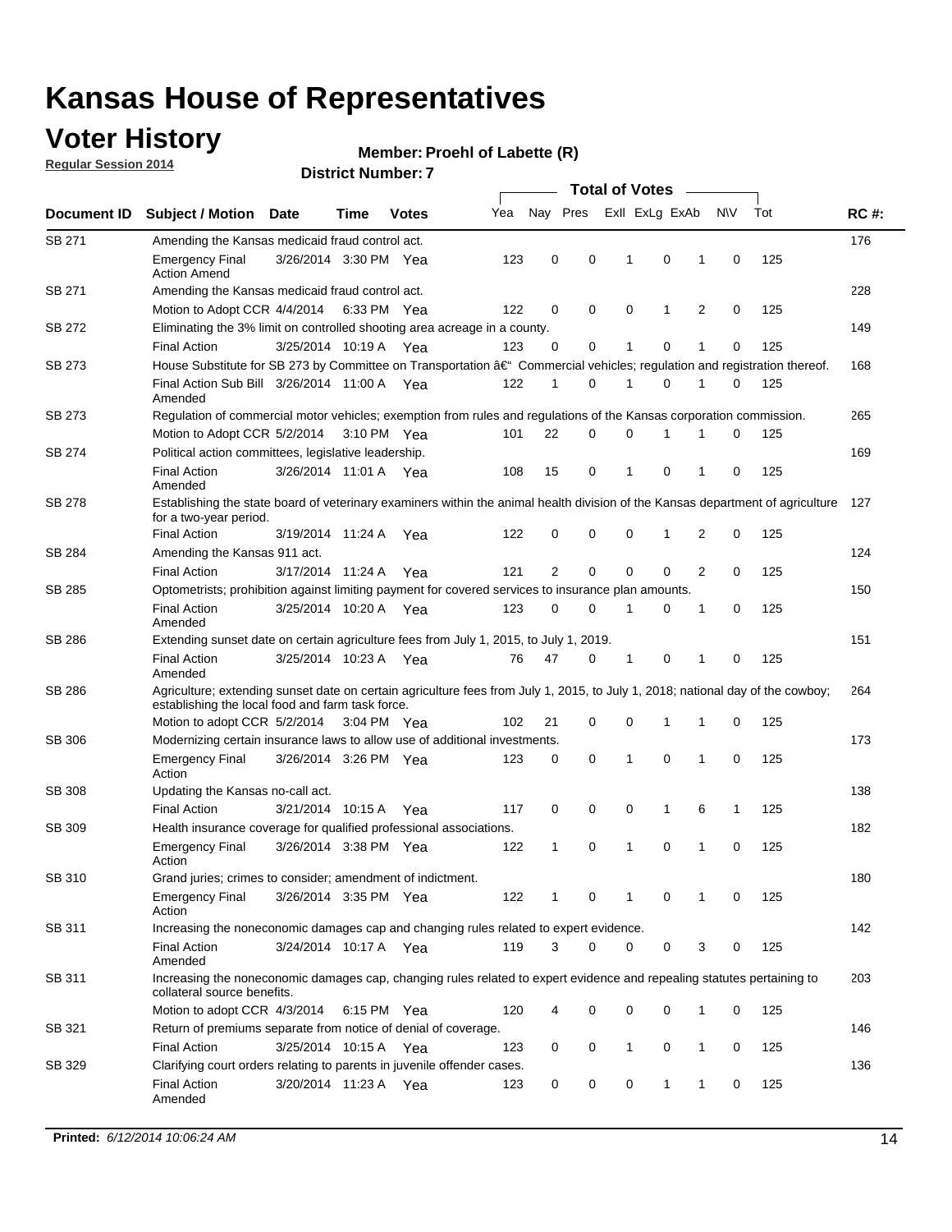# Kansas House of Representatives

## Voter History

**Regular Session 2014**

**Member: Proehl of Labette (R)**

**District Number: 7**

| Document ID | Subject / Motion | Date | Time | Votes | Yea | Nay | Pres | ExlI | ExLg | ExAb | N\V | Tot | RC #: |
|---|---|---|---|---|---|---|---|---|---|---|---|---|---|
| SB 271 | Amending the Kansas medicaid fraud control act. | | | | | | | | | | | | 176 |
| | Emergency Final Action Amend | 3/26/2014 | 3:30 PM | Yea | 123 | 0 | 0 | 1 | 0 | 1 | 0 | 125 | |
| SB 271 | Amending the Kansas medicaid fraud control act. | | | | | | | | | | | | 228 |
| | Motion to Adopt CCR | 4/4/2014 | 6:33 PM | Yea | 122 | 0 | 0 | 0 | 1 | 2 | 0 | 125 | |
| SB 272 | Eliminating the 3% limit on controlled shooting area acreage in a county. | | | | | | | | | | | | 149 |
| | Final Action | 3/25/2014 | 10:19 A | Yea | 123 | 0 | 0 | 1 | 0 | 1 | 0 | 125 | |
| SB 273 | House Substitute for SB 273 by Committee on Transportation â€“ Commercial vehicles; regulation and registration thereof. | | | | | | | | | | | | 168 |
| | Final Action Sub Bill Amended | 3/26/2014 | 11:00 A | Yea | 122 | 1 | 0 | 1 | 0 | 1 | 0 | 125 | |
| SB 273 | Regulation of commercial motor vehicles; exemption from rules and regulations of the Kansas corporation commission. | | | | | | | | | | | | 265 |
| | Motion to Adopt CCR | 5/2/2014 | 3:10 PM | Yea | 101 | 22 | 0 | 0 | 1 | 1 | 0 | 125 | |
| SB 274 | Political action committees, legislative leadership. | | | | | | | | | | | | 169 |
| | Final Action Amended | 3/26/2014 | 11:01 A | Yea | 108 | 15 | 0 | 1 | 0 | 1 | 0 | 125 | |
| SB 278 | Establishing the state board of veterinary examiners within the animal health division of the Kansas department of agriculture for a two-year period. | | | | | | | | | | | | 127 |
| | Final Action | 3/19/2014 | 11:24 A | Yea | 122 | 0 | 0 | 0 | 1 | 2 | 0 | 125 | |
| SB 284 | Amending the Kansas 911 act. | | | | | | | | | | | | 124 |
| | Final Action | 3/17/2014 | 11:24 A | Yea | 121 | 2 | 0 | 0 | 0 | 2 | 0 | 125 | |
| SB 285 | Optometrists; prohibition against limiting payment for covered services to insurance plan amounts. | | | | | | | | | | | | 150 |
| | Final Action Amended | 3/25/2014 | 10:20 A | Yea | 123 | 0 | 0 | 1 | 0 | 1 | 0 | 125 | |
| SB 286 | Extending sunset date on certain agriculture fees from July 1, 2015, to July 1, 2019. | | | | | | | | | | | | 151 |
| | Final Action Amended | 3/25/2014 | 10:23 A | Yea | 76 | 47 | 0 | 1 | 0 | 1 | 0 | 125 | |
| SB 286 | Agriculture; extending sunset date on certain agriculture fees from July 1, 2015, to July 1, 2018; national day of the cowboy; establishing the local food and farm task force. | | | | | | | | | | | | 264 |
| | Motion to adopt CCR | 5/2/2014 | 3:04 PM | Yea | 102 | 21 | 0 | 0 | 1 | 1 | 0 | 125 | |
| SB 306 | Modernizing certain insurance laws to allow use of additional investments. | | | | | | | | | | | | 173 |
| | Emergency Final Action | 3/26/2014 | 3:26 PM | Yea | 123 | 0 | 0 | 1 | 0 | 1 | 0 | 125 | |
| SB 308 | Updating the Kansas no-call act. | | | | | | | | | | | | 138 |
| | Final Action | 3/21/2014 | 10:15 A | Yea | 117 | 0 | 0 | 0 | 1 | 6 | 1 | 125 | |
| SB 309 | Health insurance coverage for qualified professional associations. | | | | | | | | | | | | 182 |
| | Emergency Final Action | 3/26/2014 | 3:38 PM | Yea | 122 | 1 | 0 | 1 | 0 | 1 | 0 | 125 | |
| SB 310 | Grand juries; crimes to consider; amendment of indictment. | | | | | | | | | | | | 180 |
| | Emergency Final Action | 3/26/2014 | 3:35 PM | Yea | 122 | 1 | 0 | 1 | 0 | 1 | 0 | 125 | |
| SB 311 | Increasing the noneconomic damages cap and changing rules related to expert evidence. | | | | | | | | | | | | 142 |
| | Final Action Amended | 3/24/2014 | 10:17 A | Yea | 119 | 3 | 0 | 0 | 0 | 3 | 0 | 125 | |
| SB 311 | Increasing the noneconomic damages cap, changing rules related to expert evidence and repealing statutes pertaining to collateral source benefits. | | | | | | | | | | | | 203 |
| | Motion to adopt CCR | 4/3/2014 | 6:15 PM | Yea | 120 | 4 | 0 | 0 | 0 | 1 | 0 | 125 | |
| SB 321 | Return of premiums separate from notice of denial of coverage. | | | | | | | | | | | | 146 |
| | Final Action | 3/25/2014 | 10:15 A | Yea | 123 | 0 | 0 | 1 | 0 | 1 | 0 | 125 | |
| SB 329 | Clarifying court orders relating to parents in juvenile offender cases. | | | | | | | | | | | | 136 |
| | Final Action Amended | 3/20/2014 | 11:23 A | Yea | 123 | 0 | 0 | 0 | 1 | 1 | 0 | 125 | |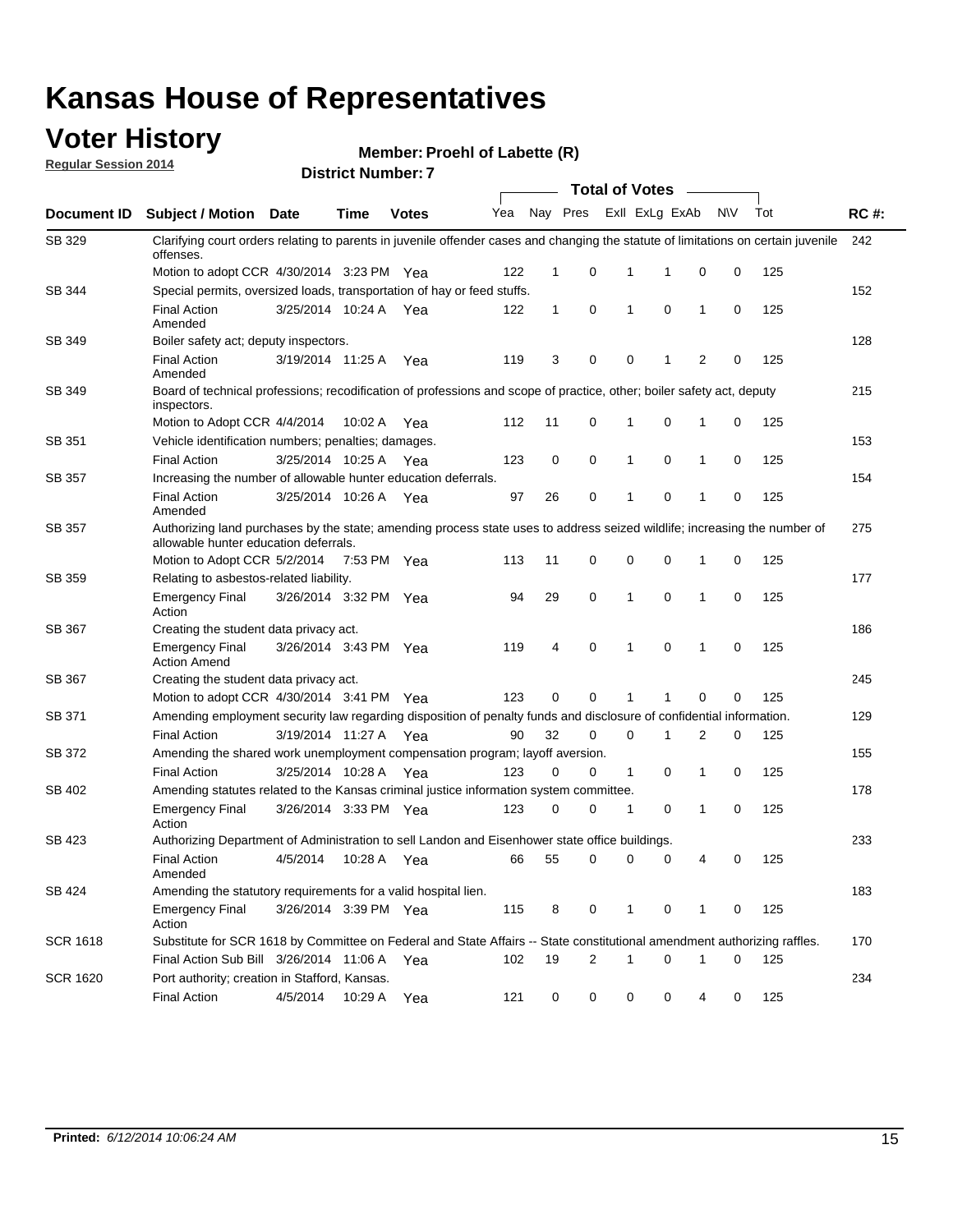# Kansas House of Representatives

## Voter History

**Regular Session 2014**

**Member: Proehl of Labette (R)**

**District Number: 7**

| Document ID | Subject / Motion | Date | Time | Votes | Yea | Nay | Pres | ExII | ExLg | ExAb | N\V | Tot | RC #: |
|---|---|---|---|---|---|---|---|---|---|---|---|---|---|
| SB 329 | Clarifying court orders relating to parents in juvenile offender cases and changing the statute of limitations on certain juvenile offenses. | | | | | | | | | | | | 242 |
| | Motion to adopt CCR | 4/30/2014 | 3:23 PM | Yea | 122 | 1 | 0 | 1 | 1 | 0 | 0 | 125 | |
| SB 344 | Special permits, oversized loads, transportation of hay or feed stuffs. | | | | | | | | | | | | 152 |
| | Final Action Amended | 3/25/2014 | 10:24 A | Yea | 122 | 1 | 0 | 1 | 0 | 1 | 0 | 125 | |
| SB 349 | Boiler safety act; deputy inspectors. | | | | | | | | | | | | 128 |
| | Final Action Amended | 3/19/2014 | 11:25 A | Yea | 119 | 3 | 0 | 0 | 1 | 2 | 0 | 125 | |
| SB 349 | Board of technical professions; recodification of professions and scope of practice, other; boiler safety act, deputy inspectors. | | | | | | | | | | | | 215 |
| | Motion to Adopt CCR | 4/4/2014 | 10:02 A | Yea | 112 | 11 | 0 | 1 | 0 | 1 | 0 | 125 | |
| SB 351 | Vehicle identification numbers; penalties; damages. | | | | | | | | | | | | 153 |
| | Final Action | 3/25/2014 | 10:25 A | Yea | 123 | 0 | 0 | 1 | 0 | 1 | 0 | 125 | |
| SB 357 | Increasing the number of allowable hunter education deferrals. | | | | | | | | | | | | 154 |
| | Final Action Amended | 3/25/2014 | 10:26 A | Yea | 97 | 26 | 0 | 1 | 0 | 1 | 0 | 125 | |
| SB 357 | Authorizing land purchases by the state; amending process state uses to address seized wildlife; increasing the number of allowable hunter education deferrals. | | | | | | | | | | | | 275 |
| | Motion to Adopt CCR | 5/2/2014 | 7:53 PM | Yea | 113 | 11 | 0 | 0 | 0 | 1 | 0 | 125 | |
| SB 359 | Relating to asbestos-related liability. | | | | | | | | | | | | 177 |
| | Emergency Final Action | 3/26/2014 | 3:32 PM | Yea | 94 | 29 | 0 | 1 | 0 | 1 | 0 | 125 | |
| SB 367 | Creating the student data privacy act. | | | | | | | | | | | | 186 |
| | Emergency Final Action Amend | 3/26/2014 | 3:43 PM | Yea | 119 | 4 | 0 | 1 | 0 | 1 | 0 | 125 | |
| SB 367 | Creating the student data privacy act. | | | | | | | | | | | | 245 |
| | Motion to adopt CCR | 4/30/2014 | 3:41 PM | Yea | 123 | 0 | 0 | 1 | 1 | 0 | 0 | 125 | |
| SB 371 | Amending employment security law regarding disposition of penalty funds and disclosure of confidential information. | | | | | | | | | | | | 129 |
| | Final Action | 3/19/2014 | 11:27 A | Yea | 90 | 32 | 0 | 0 | 1 | 2 | 0 | 125 | |
| SB 372 | Amending the shared work unemployment compensation program; layoff aversion. | | | | | | | | | | | | 155 |
| | Final Action | 3/25/2014 | 10:28 A | Yea | 123 | 0 | 0 | 1 | 0 | 1 | 0 | 125 | |
| SB 402 | Amending statutes related to the Kansas criminal justice information system committee. | | | | | | | | | | | | 178 |
| | Emergency Final Action | 3/26/2014 | 3:33 PM | Yea | 123 | 0 | 0 | 1 | 0 | 1 | 0 | 125 | |
| SB 423 | Authorizing Department of Administration to sell Landon and Eisenhower state office buildings. | | | | | | | | | | | | 233 |
| | Final Action Amended | 4/5/2014 | 10:28 A | Yea | 66 | 55 | 0 | 0 | 0 | 4 | 0 | 125 | |
| SB 424 | Amending the statutory requirements for a valid hospital lien. | | | | | | | | | | | | 183 |
| | Emergency Final Action | 3/26/2014 | 3:39 PM | Yea | 115 | 8 | 0 | 1 | 0 | 1 | 0 | 125 | |
| SCR 1618 | Substitute for SCR 1618 by Committee on Federal and State Affairs -- State constitutional amendment authorizing raffles. | | | | | | | | | | | | 170 |
| | Final Action Sub Bill | 3/26/2014 | 11:06 A | Yea | 102 | 19 | 2 | 1 | 0 | 1 | 0 | 125 | |
| SCR 1620 | Port authority; creation in Stafford, Kansas. | | | | | | | | | | | | 234 |
| | Final Action | 4/5/2014 | 10:29 A | Yea | 121 | 0 | 0 | 0 | 0 | 4 | 0 | 125 | |

**Printed:** *6/12/2014 10:06:24 AM*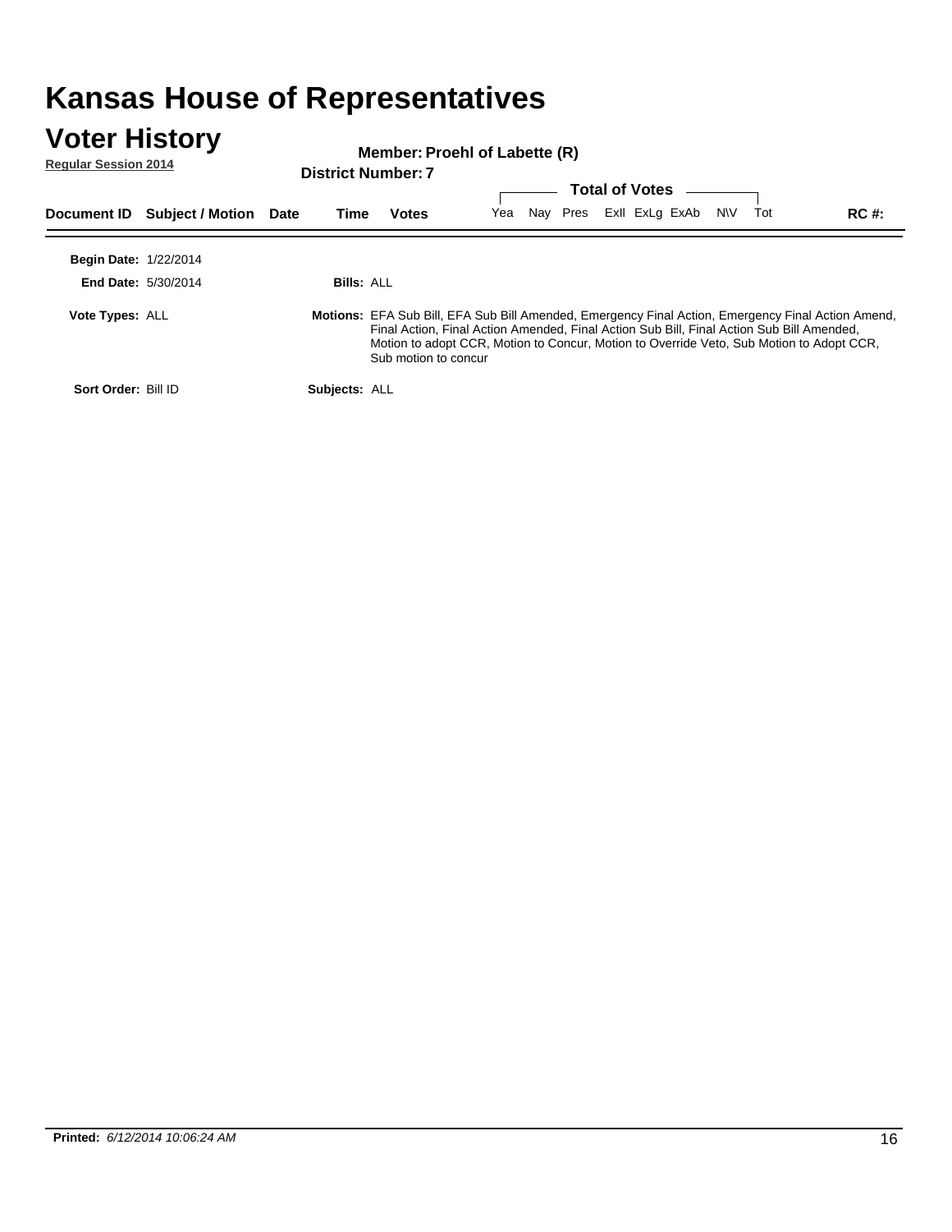# Kansas House of Representatives

## Voter History

**Regular Session 2014**

**Member: Proehl of Labette (R)**

**District Number: 7**

| Document ID | Subject / Motion | Date | Time | Votes | Yea | Nay | Pres | ExII | ExLg | ExAb | N\V | Tot | RC #: |
|---|---|---|---|---|---|---|---|---|---|---|---|---|---|

(Yea through Tot are grouped under: **Total of Votes**)

**Begin Date:** 1/22/2014

**End Date:** 5/30/2014

**Bills:** ALL

**Vote Types:** ALL

**Motions:** EFA Sub Bill, EFA Sub Bill Amended, Emergency Final Action, Emergency Final Action Amend, Final Action, Final Action Amended, Final Action Sub Bill, Final Action Sub Bill Amended, Motion to adopt CCR, Motion to Concur, Motion to Override Veto, Sub Motion to Adopt CCR, Sub motion to concur

**Sort Order:** Bill ID

**Subjects:** ALL

**Printed:** *6/12/2014 10:06:24 AM*